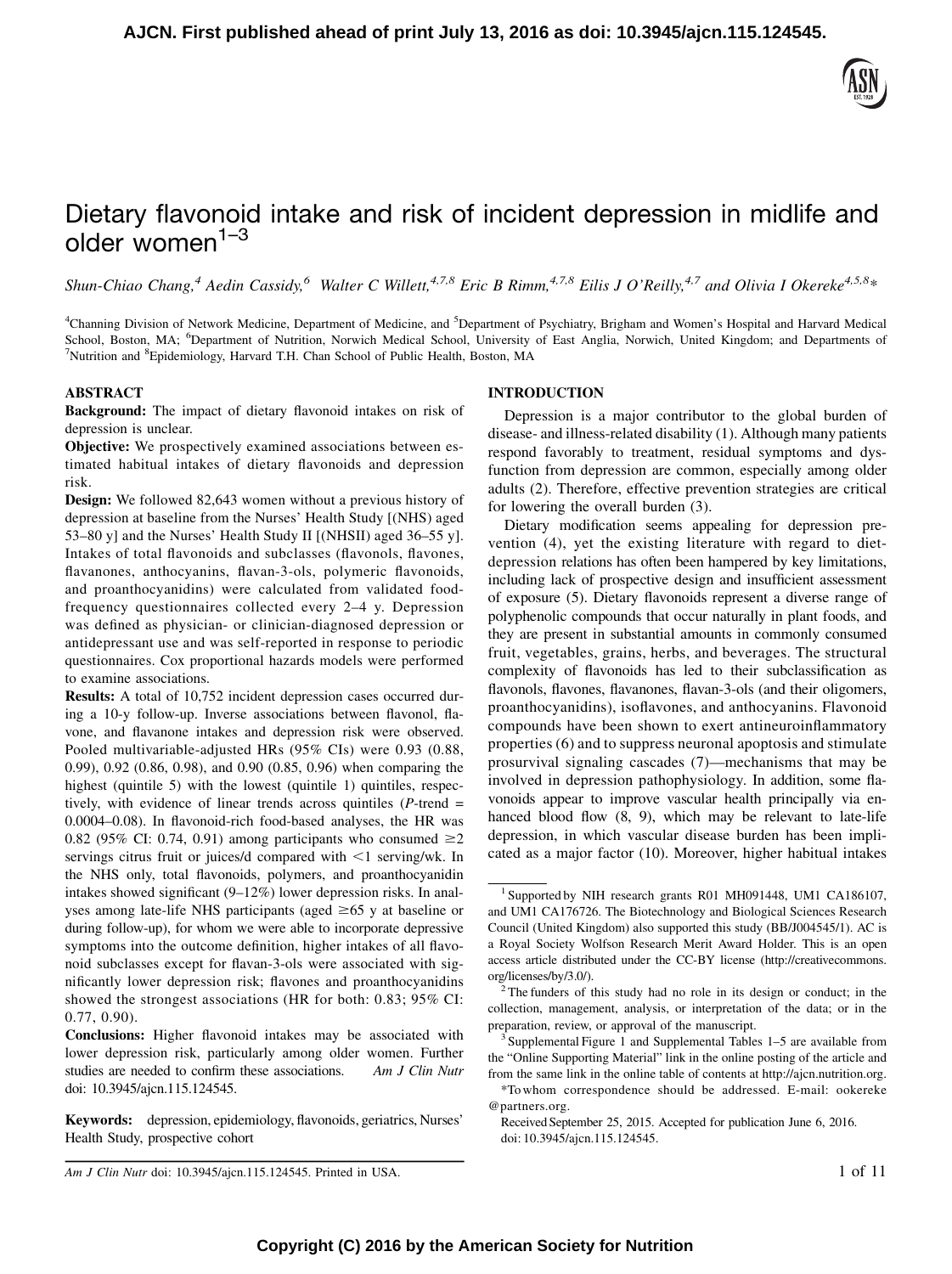AJCN. First published ahead of print July 13, 2016 as doi: 10.3945/ajcn.115.124545.

# Dietary flavonoid intake and risk of incident depression in midlife and older women[1–3]

*Shun-Chiao Chang,[4] Aedin Cassidy,[6] Walter C Willett,[4,7,8] Eric B Rimm,[4,7,8] Eilis J O'Reilly,[4,7] and Olivia I Okereke[4,5,8]\**

[4]Channing Division of Network Medicine, Department of Medicine, and [5]Department of Psychiatry, Brigham and Women's Hospital and Harvard Medical School, Boston, MA; [6]Department of Nutrition, Norwich Medical School, University of East Anglia, Norwich, United Kingdom; and Departments of [7]Nutrition and [8]Epidemiology, Harvard T.H. Chan School of Public Health, Boston, MA

## ABSTRACT

**Background:** The impact of dietary flavonoid intakes on risk of depression is unclear.

**Objective:** We prospectively examined associations between estimated habitual intakes of dietary flavonoids and depression risk.

**Design:** We followed 82,643 women without a previous history of depression at baseline from the Nurses' Health Study [(NHS) aged 53–80 y] and the Nurses' Health Study II [(NHSII) aged 36–55 y]. Intakes of total flavonoids and subclasses (flavonols, flavones, flavanones, anthocyanins, flavan-3-ols, polymeric flavonoids, and proanthocyanidins) were calculated from validated food-frequency questionnaires collected every 2–4 y. Depression was defined as physician- or clinician-diagnosed depression or antidepressant use and was self-reported in response to periodic questionnaires. Cox proportional hazards models were performed to examine associations.

**Results:** A total of 10,752 incident depression cases occurred during a 10-y follow-up. Inverse associations between flavonol, flavone, and flavanone intakes and depression risk were observed. Pooled multivariable-adjusted HRs (95% CIs) were 0.93 (0.88, 0.99), 0.92 (0.86, 0.98), and 0.90 (0.85, 0.96) when comparing the highest (quintile 5) with the lowest (quintile 1) quintiles, respectively, with evidence of linear trends across quintiles (*P*-trend = 0.0004–0.08). In flavonoid-rich food-based analyses, the HR was 0.82 (95% CI: 0.74, 0.91) among participants who consumed ≥2 servings citrus fruit or juices/d compared with <1 serving/wk. In the NHS only, total flavonoids, polymers, and proanthocyanidin intakes showed significant (9–12%) lower depression risks. In analyses among late-life NHS participants (aged ≥65 y at baseline or during follow-up), for whom we were able to incorporate depressive symptoms into the outcome definition, higher intakes of all flavonoid subclasses except for flavan-3-ols were associated with significantly lower depression risk; flavones and proanthocyanidins showed the strongest associations (HR for both: 0.83; 95% CI: 0.77, 0.90).

**Conclusions:** Higher flavonoid intakes may be associated with lower depression risk, particularly among older women. Further studies are needed to confirm these associations. *Am J Clin Nutr* doi: 10.3945/ajcn.115.124545.

**Keywords:** depression, epidemiology, flavonoids, geriatrics, Nurses' Health Study, prospective cohort

## INTRODUCTION

Depression is a major contributor to the global burden of disease- and illness-related disability (1). Although many patients respond favorably to treatment, residual symptoms and dysfunction from depression are common, especially among older adults (2). Therefore, effective prevention strategies are critical for lowering the overall burden (3).

Dietary modification seems appealing for depression prevention (4), yet the existing literature with regard to diet-depression relations has often been hampered by key limitations, including lack of prospective design and insufficient assessment of exposure (5). Dietary flavonoids represent a diverse range of polyphenolic compounds that occur naturally in plant foods, and they are present in substantial amounts in commonly consumed fruit, vegetables, grains, herbs, and beverages. The structural complexity of flavonoids has led to their subclassification as flavonols, flavones, flavanones, flavan-3-ols (and their oligomers, proanthocyanidins), isoflavones, and anthocyanins. Flavonoid compounds have been shown to exert antineuroinflammatory properties (6) and to suppress neuronal apoptosis and stimulate prosurvival signaling cascades (7)—mechanisms that may be involved in depression pathophysiology. In addition, some flavonoids appear to improve vascular health principally via enhanced blood flow (8, 9), which may be relevant to late-life depression, in which vascular disease burden has been implicated as a major factor (10). Moreover, higher habitual intakes

---

[1] Supported by NIH research grants R01 MH091448, UM1 CA186107, and UM1 CA176726. The Biotechnology and Biological Sciences Research Council (United Kingdom) also supported this study (BB/J004545/1). AC is a Royal Society Wolfson Research Merit Award Holder. This is an open access article distributed under the CC-BY license (http://creativecommons.org/licenses/by/3.0/).

[2] The funders of this study had no role in its design or conduct; in the collection, management, analysis, or interpretation of the data; or in the preparation, review, or approval of the manuscript.

[3] Supplemental Figure 1 and Supplemental Tables 1–5 are available from the "Online Supporting Material" link in the online posting of the article and from the same link in the online table of contents at http://ajcn.nutrition.org.

\*To whom correspondence should be addressed. E-mail: ookereke@partners.org.

Received September 25, 2015. Accepted for publication June 6, 2016.

doi: 10.3945/ajcn.115.124545.

Copyright (C) 2016 by the American Society for Nutrition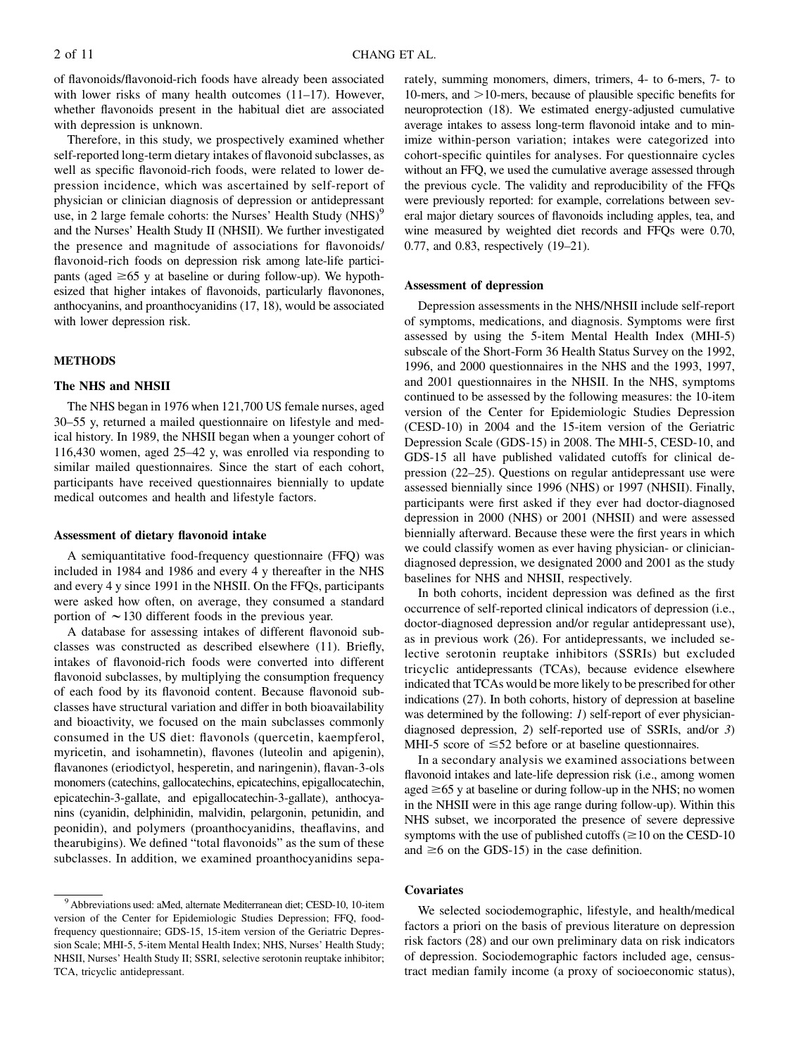of flavonoids/flavonoid-rich foods have already been associated with lower risks of many health outcomes (11–17). However, whether flavonoids present in the habitual diet are associated with depression is unknown.

Therefore, in this study, we prospectively examined whether self-reported long-term dietary intakes of flavonoid subclasses, as well as specific flavonoid-rich foods, were related to lower depression incidence, which was ascertained by self-report of physician or clinician diagnosis of depression or antidepressant use, in 2 large female cohorts: the Nurses' Health Study (NHS)[9] and the Nurses' Health Study II (NHSII). We further investigated the presence and magnitude of associations for flavonoids/flavonoid-rich foods on depression risk among late-life participants (aged ≥65 y at baseline or during follow-up). We hypothesized that higher intakes of flavonoids, particularly flavonones, anthocyanins, and proanthocyanidins (17, 18), would be associated with lower depression risk.

## METHODS

### The NHS and NHSII

The NHS began in 1976 when 121,700 US female nurses, aged 30–55 y, returned a mailed questionnaire on lifestyle and medical history. In 1989, the NHSII began when a younger cohort of 116,430 women, aged 25–42 y, was enrolled via responding to similar mailed questionnaires. Since the start of each cohort, participants have received questionnaires biennially to update medical outcomes and health and lifestyle factors.

### Assessment of dietary flavonoid intake

A semiquantitative food-frequency questionnaire (FFQ) was included in 1984 and 1986 and every 4 y thereafter in the NHS and every 4 y since 1991 in the NHSII. On the FFQs, participants were asked how often, on average, they consumed a standard portion of ∼130 different foods in the previous year.

A database for assessing intakes of different flavonoid subclasses was constructed as described elsewhere (11). Briefly, intakes of flavonoid-rich foods were converted into different flavonoid subclasses, by multiplying the consumption frequency of each food by its flavonoid content. Because flavonoid subclasses have structural variation and differ in both bioavailability and bioactivity, we focused on the main subclasses commonly consumed in the US diet: flavonols (quercetin, kaempferol, myricetin, and isohamnetin), flavones (luteolin and apigenin), flavanones (eriodictyol, hesperetin, and naringenin), flavan-3-ols monomers (catechins, gallocatechins, epicatechins, epigallocatechin, epicatechin-3-gallate, and epigallocatechin-3-gallate), anthocyanins (cyanidin, delphinidin, malvidin, pelargonin, petunidin, and peonidin), and polymers (proanthocyanidins, theaflavins, and thearubigins). We defined "total flavonoids" as the sum of these subclasses. In addition, we examined proanthocyanidins separately, summing monomers, dimers, trimers, 4- to 6-mers, 7- to 10-mers, and >10-mers, because of plausible specific benefits for neuroprotection (18). We estimated energy-adjusted cumulative average intakes to assess long-term flavonoid intake and to minimize within-person variation; intakes were categorized into cohort-specific quintiles for analyses. For questionnaire cycles without an FFQ, we used the cumulative average assessed through the previous cycle. The validity and reproducibility of the FFQs were previously reported: for example, correlations between several major dietary sources of flavonoids including apples, tea, and wine measured by weighted diet records and FFQs were 0.70, 0.77, and 0.83, respectively (19–21).

### Assessment of depression

Depression assessments in the NHS/NHSII include self-report of symptoms, medications, and diagnosis. Symptoms were first assessed by using the 5-item Mental Health Index (MHI-5) subscale of the Short-Form 36 Health Status Survey on the 1992, 1996, and 2000 questionnaires in the NHS and the 1993, 1997, and 2001 questionnaires in the NHSII. In the NHS, symptoms continued to be assessed by the following measures: the 10-item version of the Center for Epidemiologic Studies Depression (CESD-10) in 2004 and the 15-item version of the Geriatric Depression Scale (GDS-15) in 2008. The MHI-5, CESD-10, and GDS-15 all have published validated cutoffs for clinical depression (22–25). Questions on regular antidepressant use were assessed biennially since 1996 (NHS) or 1997 (NHSII). Finally, participants were first asked if they ever had doctor-diagnosed depression in 2000 (NHS) or 2001 (NHSII) and were assessed biennially afterward. Because these were the first years in which we could classify women as ever having physician- or clinician-diagnosed depression, we designated 2000 and 2001 as the study baselines for NHS and NHSII, respectively.

In both cohorts, incident depression was defined as the first occurrence of self-reported clinical indicators of depression (i.e., doctor-diagnosed depression and/or regular antidepressant use), as in previous work (26). For antidepressants, we included selective serotonin reuptake inhibitors (SSRIs) but excluded tricyclic antidepressants (TCAs), because evidence elsewhere indicated that TCAs would be more likely to be prescribed for other indications (27). In both cohorts, history of depression at baseline was determined by the following: *1)* self-report of ever physician-diagnosed depression, *2)* self-reported use of SSRIs, and/or *3)* MHI-5 score of ≤52 before or at baseline questionnaires.

In a secondary analysis we examined associations between flavonoid intakes and late-life depression risk (i.e., among women aged ≥65 y at baseline or during follow-up in the NHS; no women in the NHSII were in this age range during follow-up). Within this NHS subset, we incorporated the presence of severe depressive symptoms with the use of published cutoffs (≥10 on the CESD-10 and ≥6 on the GDS-15) in the case definition.

### Covariates

We selected sociodemographic, lifestyle, and health/medical factors a priori on the basis of previous literature on depression risk factors (28) and our own preliminary data on risk indicators of depression. Sociodemographic factors included age, census-tract median family income (a proxy of socioeconomic status),

---

[9] Abbreviations used: aMed, alternate Mediterranean diet; CESD-10, 10-item version of the Center for Epidemiologic Studies Depression; FFQ, food-frequency questionnaire; GDS-15, 15-item version of the Geriatric Depression Scale; MHI-5, 5-item Mental Health Index; NHS, Nurses' Health Study; NHSII, Nurses' Health Study II; SSRI, selective serotonin reuptake inhibitor; TCA, tricyclic antidepressant.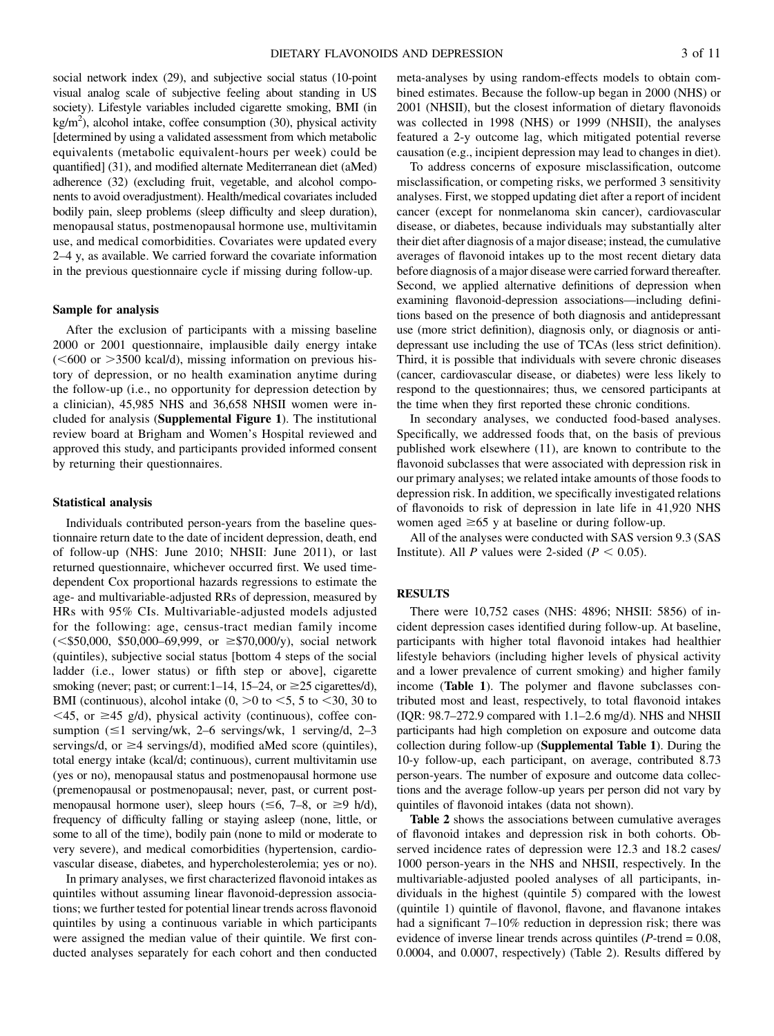social network index (29), and subjective social status (10-point visual analog scale of subjective feeling about standing in US society). Lifestyle variables included cigarette smoking, BMI (in $kg/m^2$), alcohol intake, coffee consumption (30), physical activity [determined by using a validated assessment from which metabolic equivalents (metabolic equivalent-hours per week) could be quantified] (31), and modified alternate Mediterranean diet (aMed) adherence (32) (excluding fruit, vegetable, and alcohol components to avoid overadjustment). Health/medical covariates included bodily pain, sleep problems (sleep difficulty and sleep duration), menopausal status, postmenopausal hormone use, multivitamin use, and medical comorbidities. Covariates were updated every 2–4 y, as available. We carried forward the covariate information in the previous questionnaire cycle if missing during follow-up.

### Sample for analysis

After the exclusion of participants with a missing baseline 2000 or 2001 questionnaire, implausible daily energy intake (<600 or >3500 kcal/d), missing information on previous history of depression, or no health examination anytime during the follow-up (i.e., no opportunity for depression detection by a clinician), 45,985 NHS and 36,658 NHSII women were included for analysis (**Supplemental Figure 1**). The institutional review board at Brigham and Women's Hospital reviewed and approved this study, and participants provided informed consent by returning their questionnaires.

### Statistical analysis

Individuals contributed person-years from the baseline questionnaire return date to the date of incident depression, death, end of follow-up (NHS: June 2010; NHSII: June 2011), or last returned questionnaire, whichever occurred first. We used time-dependent Cox proportional hazards regressions to estimate the age- and multivariable-adjusted RRs of depression, measured by HRs with 95% CIs. Multivariable-adjusted models adjusted for the following: age, census-tract median family income (<\$50,000, \$50,000–69,999, or ≥\$70,000/y), social network (quintiles), subjective social status [bottom 4 steps of the social ladder (i.e., lower status) or fifth step or above], cigarette smoking (never; past; or current:1–14, 15–24, or ≥25 cigarettes/d), BMI (continuous), alcohol intake (0, >0 to <5, 5 to <30, 30 to <45, or ≥45 g/d), physical activity (continuous), coffee consumption (≤1 serving/wk, 2–6 servings/wk, 1 serving/d, 2–3 servings/d, or ≥4 servings/d), modified aMed score (quintiles), total energy intake (kcal/d; continuous), current multivitamin use (yes or no), menopausal status and postmenopausal hormone use (premenopausal or postmenopausal; never, past, or current postmenopausal hormone user), sleep hours (≤6, 7–8, or ≥9 h/d), frequency of difficulty falling or staying asleep (none, little, or some to all of the time), bodily pain (none to mild or moderate to very severe), and medical comorbidities (hypertension, cardiovascular disease, diabetes, and hypercholesterolemia; yes or no).

In primary analyses, we first characterized flavonoid intakes as quintiles without assuming linear flavonoid-depression associations; we further tested for potential linear trends across flavonoid quintiles by using a continuous variable in which participants were assigned the median value of their quintile. We first conducted analyses separately for each cohort and then conducted meta-analyses by using random-effects models to obtain combined estimates. Because the follow-up began in 2000 (NHS) or 2001 (NHSII), but the closest information of dietary flavonoids was collected in 1998 (NHS) or 1999 (NHSII), the analyses featured a 2-y outcome lag, which mitigated potential reverse causation (e.g., incipient depression may lead to changes in diet).

To address concerns of exposure misclassification, outcome misclassification, or competing risks, we performed 3 sensitivity analyses. First, we stopped updating diet after a report of incident cancer (except for nonmelanoma skin cancer), cardiovascular disease, or diabetes, because individuals may substantially alter their diet after diagnosis of a major disease; instead, the cumulative averages of flavonoid intakes up to the most recent dietary data before diagnosis of a major disease were carried forward thereafter. Second, we applied alternative definitions of depression when examining flavonoid-depression associations—including definitions based on the presence of both diagnosis and antidepressant use (more strict definition), diagnosis only, or diagnosis or antidepressant use including the use of TCAs (less strict definition). Third, it is possible that individuals with severe chronic diseases (cancer, cardiovascular disease, or diabetes) were less likely to respond to the questionnaires; thus, we censored participants at the time when they first reported these chronic conditions.

In secondary analyses, we conducted food-based analyses. Specifically, we addressed foods that, on the basis of previous published work elsewhere (11), are known to contribute to the flavonoid subclasses that were associated with depression risk in our primary analyses; we related intake amounts of those foods to depression risk. In addition, we specifically investigated relations of flavonoids to risk of depression in late life in 41,920 NHS women aged ≥65 y at baseline or during follow-up.

All of the analyses were conducted with SAS version 9.3 (SAS Institute). All $P$ values were 2-sided ($P < 0.05$).

## RESULTS

There were 10,752 cases (NHS: 4896; NHSII: 5856) of incident depression cases identified during follow-up. At baseline, participants with higher total flavonoid intakes had healthier lifestyle behaviors (including higher levels of physical activity and a lower prevalence of current smoking) and higher family income (**Table 1**). The polymer and flavone subclasses contributed most and least, respectively, to total flavonoid intakes (IQR: 98.7–272.9 compared with 1.1–2.6 mg/d). NHS and NHSII participants had high completion on exposure and outcome data collection during follow-up (**Supplemental Table 1**). During the 10-y follow-up, each participant, on average, contributed 8.73 person-years. The number of exposure and outcome data collections and the average follow-up years per person did not vary by quintiles of flavonoid intakes (data not shown).

**Table 2** shows the associations between cumulative averages of flavonoid intakes and depression risk in both cohorts. Observed incidence rates of depression were 12.3 and 18.2 cases/1000 person-years in the NHS and NHSII, respectively. In the multivariable-adjusted pooled analyses of all participants, individuals in the highest (quintile 5) compared with the lowest (quintile 1) quintile of flavonol, flavone, and flavanone intakes had a significant 7–10% reduction in depression risk; there was evidence of inverse linear trends across quintiles ($P$-trend = 0.08, 0.0004, and 0.0007, respectively) (Table 2). Results differed by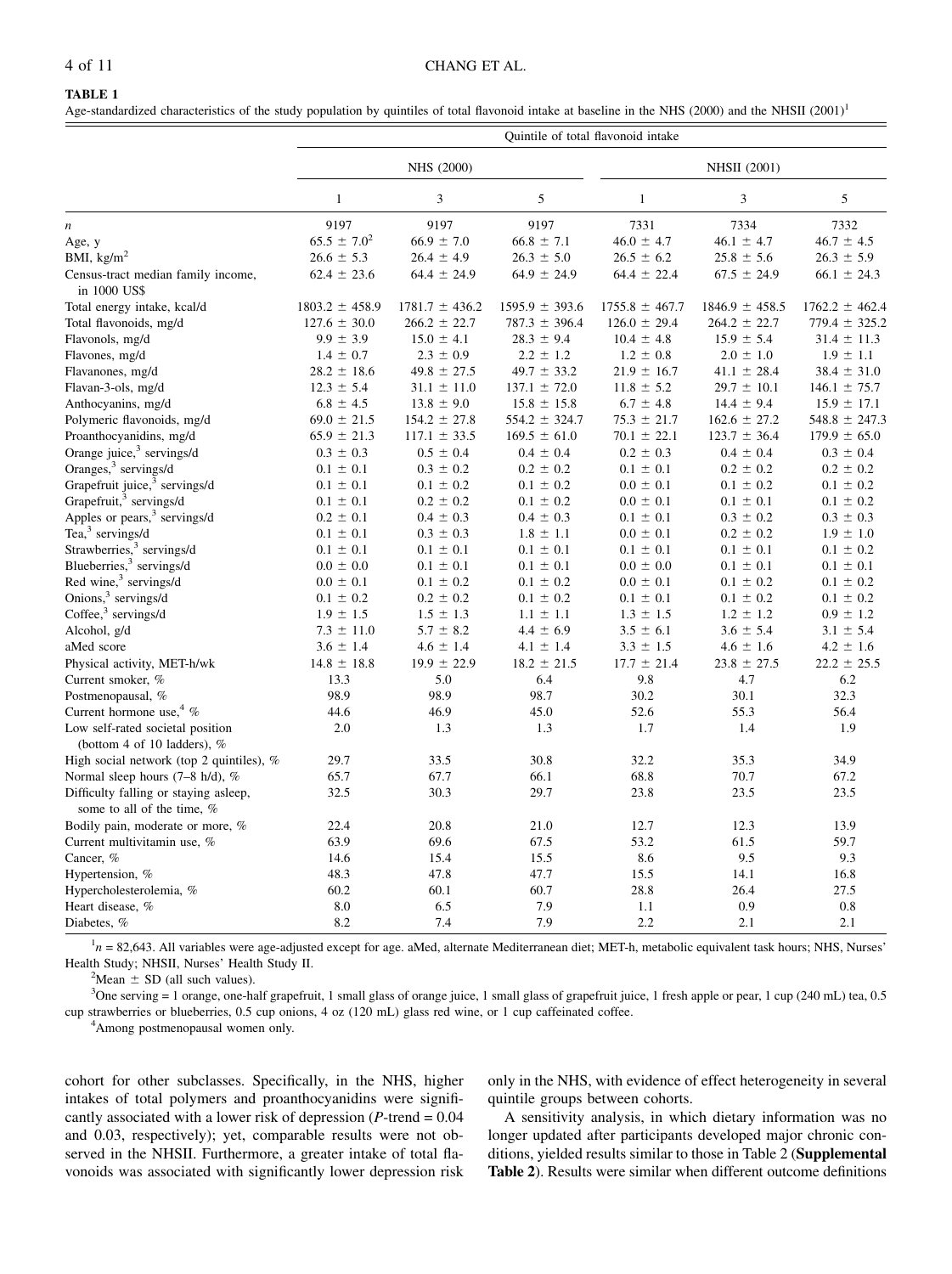**TABLE 1**

Age-standardized characteristics of the study population by quintiles of total flavonoid intake at baseline in the NHS (2000) and the NHSII (2001)[1]

| | Quintile of total flavonoid intake | | | | | |
|---|---|---|---|---|---|---|
| | NHS (2000) | | | NHSII (2001) | | |
| | 1 | 3 | 5 | 1 | 3 | 5 |
| *n* | 9197 | 9197 | 9197 | 7331 | 7334 | 7332 |
| Age, y | 65.5 ± 7.0[2] | 66.9 ± 7.0 | 66.8 ± 7.1 | 46.0 ± 4.7 | 46.1 ± 4.7 | 46.7 ± 4.5 |
| BMI, kg/m$^2$ | 26.6 ± 5.3 | 26.4 ± 4.9 | 26.3 ± 5.0 | 26.5 ± 6.2 | 25.8 ± 5.6 | 26.3 ± 5.9 |
| Census-tract median family income, in 1000 US$ | 62.4 ± 23.6 | 64.4 ± 24.9 | 64.9 ± 24.9 | 64.4 ± 22.4 | 67.5 ± 24.9 | 66.1 ± 24.3 |
| Total energy intake, kcal/d | 1803.2 ± 458.9 | 1781.7 ± 436.2 | 1595.9 ± 393.6 | 1755.8 ± 467.7 | 1846.9 ± 458.5 | 1762.2 ± 462.4 |
| Total flavonoids, mg/d | 127.6 ± 30.0 | 266.2 ± 22.7 | 787.3 ± 396.4 | 126.0 ± 29.4 | 264.2 ± 22.7 | 779.4 ± 325.2 |
| Flavonols, mg/d | 9.9 ± 3.9 | 15.0 ± 4.1 | 28.3 ± 9.4 | 10.4 ± 4.8 | 15.9 ± 5.4 | 31.4 ± 11.3 |
| Flavones, mg/d | 1.4 ± 0.7 | 2.3 ± 0.9 | 2.2 ± 1.2 | 1.2 ± 0.8 | 2.0 ± 1.0 | 1.9 ± 1.1 |
| Flavanones, mg/d | 28.2 ± 18.6 | 49.8 ± 27.5 | 49.7 ± 33.2 | 21.9 ± 16.7 | 41.1 ± 28.4 | 38.4 ± 31.0 |
| Flavan-3-ols, mg/d | 12.3 ± 5.4 | 31.1 ± 11.0 | 137.1 ± 72.0 | 11.8 ± 5.2 | 29.7 ± 10.1 | 146.1 ± 75.7 |
| Anthocyanins, mg/d | 6.8 ± 4.5 | 13.8 ± 9.0 | 15.8 ± 15.8 | 6.7 ± 4.8 | 14.4 ± 9.4 | 15.9 ± 17.1 |
| Polymeric flavonoids, mg/d | 69.0 ± 21.5 | 154.2 ± 27.8 | 554.2 ± 324.7 | 75.3 ± 21.7 | 162.6 ± 27.2 | 548.8 ± 247.3 |
| Proanthocyanidins, mg/d | 65.9 ± 21.3 | 117.1 ± 33.5 | 169.5 ± 61.0 | 70.1 ± 22.1 | 123.7 ± 36.4 | 179.9 ± 65.0 |
| Orange juice,[3] servings/d | 0.3 ± 0.3 | 0.5 ± 0.4 | 0.4 ± 0.4 | 0.2 ± 0.3 | 0.4 ± 0.4 | 0.3 ± 0.4 |
| Oranges,[3] servings/d | 0.1 ± 0.1 | 0.3 ± 0.2 | 0.2 ± 0.2 | 0.1 ± 0.1 | 0.2 ± 0.2 | 0.2 ± 0.2 |
| Grapefruit juice,[3] servings/d | 0.1 ± 0.1 | 0.1 ± 0.2 | 0.1 ± 0.2 | 0.0 ± 0.1 | 0.1 ± 0.2 | 0.1 ± 0.2 |
| Grapefruit,[3] servings/d | 0.1 ± 0.1 | 0.2 ± 0.2 | 0.1 ± 0.2 | 0.0 ± 0.1 | 0.1 ± 0.1 | 0.1 ± 0.2 |
| Apples or pears,[3] servings/d | 0.2 ± 0.1 | 0.4 ± 0.3 | 0.4 ± 0.3 | 0.1 ± 0.1 | 0.3 ± 0.2 | 0.3 ± 0.3 |
| Tea,[3] servings/d | 0.1 ± 0.1 | 0.3 ± 0.3 | 1.8 ± 1.1 | 0.0 ± 0.1 | 0.2 ± 0.2 | 1.9 ± 1.0 |
| Strawberries,[3] servings/d | 0.1 ± 0.1 | 0.1 ± 0.1 | 0.1 ± 0.1 | 0.1 ± 0.1 | 0.1 ± 0.1 | 0.1 ± 0.2 |
| Blueberries,[3] servings/d | 0.0 ± 0.0 | 0.1 ± 0.1 | 0.1 ± 0.1 | 0.0 ± 0.0 | 0.1 ± 0.1 | 0.1 ± 0.1 |
| Red wine,[3] servings/d | 0.0 ± 0.1 | 0.1 ± 0.2 | 0.1 ± 0.2 | 0.0 ± 0.1 | 0.1 ± 0.2 | 0.1 ± 0.2 |
| Onions,[3] servings/d | 0.1 ± 0.2 | 0.2 ± 0.2 | 0.1 ± 0.2 | 0.1 ± 0.1 | 0.1 ± 0.2 | 0.1 ± 0.2 |
| Coffee,[3] servings/d | 1.9 ± 1.5 | 1.5 ± 1.3 | 1.1 ± 1.1 | 1.3 ± 1.5 | 1.2 ± 1.2 | 0.9 ± 1.2 |
| Alcohol, g/d | 7.3 ± 11.0 | 5.7 ± 8.2 | 4.4 ± 6.9 | 3.5 ± 6.1 | 3.6 ± 5.4 | 3.1 ± 5.4 |
| aMed score | 3.6 ± 1.4 | 4.6 ± 1.4 | 4.1 ± 1.4 | 3.3 ± 1.5 | 4.6 ± 1.6 | 4.2 ± 1.6 |
| Physical activity, MET-h/wk | 14.8 ± 18.8 | 19.9 ± 22.9 | 18.2 ± 21.5 | 17.7 ± 21.4 | 23.8 ± 27.5 | 22.2 ± 25.5 |
| Current smoker, % | 13.3 | 5.0 | 6.4 | 9.8 | 4.7 | 6.2 |
| Postmenopausal, % | 98.9 | 98.9 | 98.7 | 30.2 | 30.1 | 32.3 |
| Current hormone use,[4] % | 44.6 | 46.9 | 45.0 | 52.6 | 55.3 | 56.4 |
| Low self-rated societal position (bottom 4 of 10 ladders), % | 2.0 | 1.3 | 1.3 | 1.7 | 1.4 | 1.9 |
| High social network (top 2 quintiles), % | 29.7 | 33.5 | 30.8 | 32.2 | 35.3 | 34.9 |
| Normal sleep hours (7–8 h/d), % | 65.7 | 67.7 | 66.1 | 68.8 | 70.7 | 67.2 |
| Difficulty falling or staying asleep, some to all of the time, % | 32.5 | 30.3 | 29.7 | 23.8 | 23.5 | 23.5 |
| Bodily pain, moderate or more, % | 22.4 | 20.8 | 21.0 | 12.7 | 12.3 | 13.9 |
| Current multivitamin use, % | 63.9 | 69.6 | 67.5 | 53.2 | 61.5 | 59.7 |
| Cancer, % | 14.6 | 15.4 | 15.5 | 8.6 | 9.5 | 9.3 |
| Hypertension, % | 48.3 | 47.8 | 47.7 | 15.5 | 14.1 | 16.8 |
| Hypercholesterolemia, % | 60.2 | 60.1 | 60.7 | 28.8 | 26.4 | 27.5 |
| Heart disease, % | 8.0 | 6.5 | 7.9 | 1.1 | 0.9 | 0.8 |
| Diabetes, % | 8.2 | 7.4 | 7.9 | 2.2 | 2.1 | 2.1 |

[1] *n* = 82,643. All variables were age-adjusted except for age. aMed, alternate Mediterranean diet; MET-h, metabolic equivalent task hours; NHS, Nurses' Health Study; NHSII, Nurses' Health Study II.

[2] Mean ± SD (all such values).

[3] One serving = 1 orange, one-half grapefruit, 1 small glass of orange juice, 1 small glass of grapefruit juice, 1 fresh apple or pear, 1 cup (240 mL) tea, 0.5 cup strawberries or blueberries, 0.5 cup onions, 4 oz (120 mL) glass red wine, or 1 cup caffeinated coffee.

[4] Among postmenopausal women only.

cohort for other subclasses. Specifically, in the NHS, higher intakes of total polymers and proanthocyanidins were significantly associated with a lower risk of depression (*P*-trend = 0.04 and 0.03, respectively); yet, comparable results were not observed in the NHSII. Furthermore, a greater intake of total flavonoids was associated with significantly lower depression risk only in the NHS, with evidence of effect heterogeneity in several quintile groups between cohorts.

A sensitivity analysis, in which dietary information was no longer updated after participants developed major chronic conditions, yielded results similar to those in Table 2 (**Supplemental Table 2**). Results were similar when different outcome definitions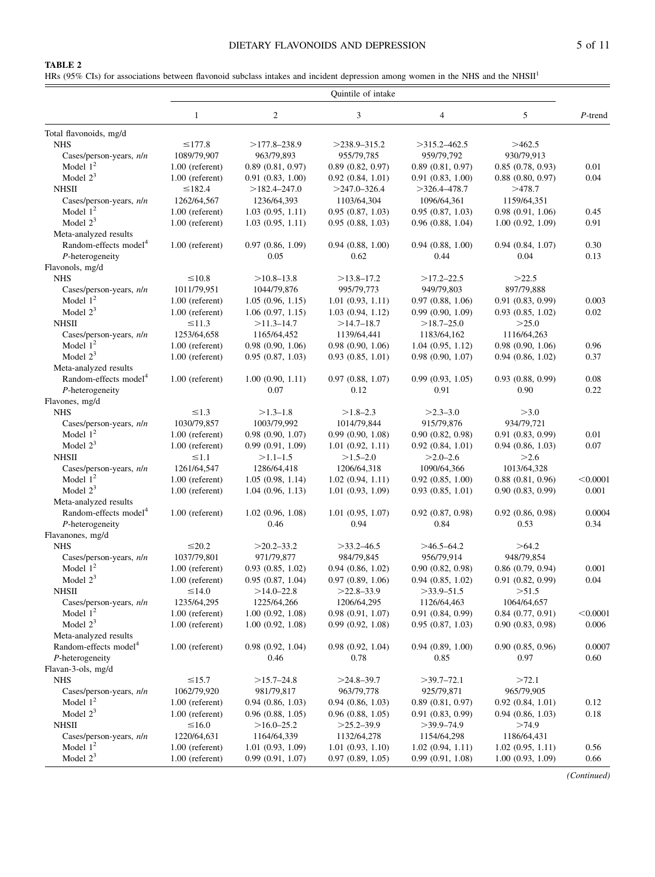**TABLE 2**

HRs (95% CIs) for associations between flavonoid subclass intakes and incident depression among women in the NHS and the NHSII[1]

| | Quintile of intake | | | | | |
|---|---|---|---|---|---|---|
| | 1 | 2 | 3 | 4 | 5 | *P*-trend |
| Total flavonoids, mg/d | | | | | | |
| NHS | ≤177.8 | >177.8–238.9 | >238.9–315.2 | >315.2–462.5 | >462.5 | |
| Cases/person-years, *n*/*n* | 1089/79,907 | 963/79,893 | 955/79,785 | 959/79,792 | 930/79,913 | |
| Model 1[2] | 1.00 (referent) | 0.89 (0.81, 0.97) | 0.89 (0.82, 0.97) | 0.89 (0.81, 0.97) | 0.85 (0.78, 0.93) | 0.01 |
| Model 2[3] | 1.00 (referent) | 0.91 (0.83, 1.00) | 0.92 (0.84, 1.01) | 0.91 (0.83, 1.00) | 0.88 (0.80, 0.97) | 0.04 |
| NHSII | ≤182.4 | >182.4–247.0 | >247.0–326.4 | >326.4–478.7 | >478.7 | |
| Cases/person-years, *n*/*n* | 1262/64,567 | 1236/64,393 | 1103/64,304 | 1096/64,361 | 1159/64,351 | |
| Model 1[2] | 1.00 (referent) | 1.03 (0.95, 1.11) | 0.95 (0.87, 1.03) | 0.95 (0.87, 1.03) | 0.98 (0.91, 1.06) | 0.45 |
| Model 2[3] | 1.00 (referent) | 1.03 (0.95, 1.11) | 0.95 (0.88, 1.03) | 0.96 (0.88, 1.04) | 1.00 (0.92, 1.09) | 0.91 |
| Meta-analyzed results | | | | | | |
| Random-effects model[4] | 1.00 (referent) | 0.97 (0.86, 1.09) | 0.94 (0.88, 1.00) | 0.94 (0.88, 1.00) | 0.94 (0.84, 1.07) | 0.30 |
| *P*-heterogeneity | | 0.05 | 0.62 | 0.44 | 0.04 | 0.13 |
| Flavonols, mg/d | | | | | | |
| NHS | ≤10.8 | >10.8–13.8 | >13.8–17.2 | >17.2–22.5 | >22.5 | |
| Cases/person-years, *n*/*n* | 1011/79,951 | 1044/79,876 | 995/79,773 | 949/79,803 | 897/79,888 | |
| Model 1[2] | 1.00 (referent) | 1.05 (0.96, 1.15) | 1.01 (0.93, 1.11) | 0.97 (0.88, 1.06) | 0.91 (0.83, 0.99) | 0.003 |
| Model 2[3] | 1.00 (referent) | 1.06 (0.97, 1.15) | 1.03 (0.94, 1.12) | 0.99 (0.90, 1.09) | 0.93 (0.85, 1.02) | 0.02 |
| NHSII | ≤11.3 | >11.3–14.7 | >14.7–18.7 | >18.7–25.0 | >25.0 | |
| Cases/person-years, *n*/*n* | 1253/64,658 | 1165/64,452 | 1139/64,441 | 1183/64,162 | 1116/64,263 | |
| Model 1[2] | 1.00 (referent) | 0.98 (0.90, 1.06) | 0.98 (0.90, 1.06) | 1.04 (0.95, 1.12) | 0.98 (0.90, 1.06) | 0.96 |
| Model 2[3] | 1.00 (referent) | 0.95 (0.87, 1.03) | 0.93 (0.85, 1.01) | 0.98 (0.90, 1.07) | 0.94 (0.86, 1.02) | 0.37 |
| Meta-analyzed results | | | | | | |
| Random-effects model[4] | 1.00 (referent) | 1.00 (0.90, 1.11) | 0.97 (0.88, 1.07) | 0.99 (0.93, 1.05) | 0.93 (0.88, 0.99) | 0.08 |
| *P*-heterogeneity | | 0.07 | 0.12 | 0.91 | 0.90 | 0.22 |
| Flavones, mg/d | | | | | | |
| NHS | ≤1.3 | >1.3–1.8 | >1.8–2.3 | >2.3–3.0 | >3.0 | |
| Cases/person-years, *n*/*n* | 1030/79,857 | 1003/79,992 | 1014/79,844 | 915/79,876 | 934/79,721 | |
| Model 1[2] | 1.00 (referent) | 0.98 (0.90, 1.07) | 0.99 (0.90, 1.08) | 0.90 (0.82, 0.98) | 0.91 (0.83, 0.99) | 0.01 |
| Model 2[3] | 1.00 (referent) | 0.99 (0.91, 1.09) | 1.01 (0.92, 1.11) | 0.92 (0.84, 1.01) | 0.94 (0.86, 1.03) | 0.07 |
| NHSII | ≤1.1 | >1.1–1.5 | >1.5–2.0 | >2.0–2.6 | >2.6 | |
| Cases/person-years, *n*/*n* | 1261/64,547 | 1286/64,418 | 1206/64,318 | 1090/64,366 | 1013/64,328 | |
| Model 1[2] | 1.00 (referent) | 1.05 (0.98, 1.14) | 1.02 (0.94, 1.11) | 0.92 (0.85, 1.00) | 0.88 (0.81, 0.96) | <0.0001 |
| Model 2[3] | 1.00 (referent) | 1.04 (0.96, 1.13) | 1.01 (0.93, 1.09) | 0.93 (0.85, 1.01) | 0.90 (0.83, 0.99) | 0.001 |
| Meta-analyzed results | | | | | | |
| Random-effects model[4] | 1.00 (referent) | 1.02 (0.96, 1.08) | 1.01 (0.95, 1.07) | 0.92 (0.87, 0.98) | 0.92 (0.86, 0.98) | 0.0004 |
| *P*-heterogeneity | | 0.46 | 0.94 | 0.84 | 0.53 | 0.34 |
| Flavanones, mg/d | | | | | | |
| NHS | ≤20.2 | >20.2–33.2 | >33.2–46.5 | >46.5–64.2 | >64.2 | |
| Cases/person-years, *n*/*n* | 1037/79,801 | 971/79,877 | 984/79,845 | 956/79,914 | 948/79,854 | |
| Model 1[2] | 1.00 (referent) | 0.93 (0.85, 1.02) | 0.94 (0.86, 1.02) | 0.90 (0.82, 0.98) | 0.86 (0.79, 0.94) | 0.001 |
| Model 2[3] | 1.00 (referent) | 0.95 (0.87, 1.04) | 0.97 (0.89, 1.06) | 0.94 (0.85, 1.02) | 0.91 (0.82, 0.99) | 0.04 |
| NHSII | ≤14.0 | >14.0–22.8 | >22.8–33.9 | >33.9–51.5 | >51.5 | |
| Cases/person-years, *n*/*n* | 1235/64,295 | 1225/64,266 | 1206/64,295 | 1126/64,463 | 1064/64,657 | |
| Model 1[2] | 1.00 (referent) | 1.00 (0.92, 1.08) | 0.98 (0.91, 1.07) | 0.91 (0.84, 0.99) | 0.84 (0.77, 0.91) | <0.0001 |
| Model 2[3] | 1.00 (referent) | 1.00 (0.92, 1.08) | 0.99 (0.92, 1.08) | 0.95 (0.87, 1.03) | 0.90 (0.83, 0.98) | 0.006 |
| Meta-analyzed results | | | | | | |
| Random-effects model[4] | 1.00 (referent) | 0.98 (0.92, 1.04) | 0.98 (0.92, 1.04) | 0.94 (0.89, 1.00) | 0.90 (0.85, 0.96) | 0.0007 |
| *P*-heterogeneity | | 0.46 | 0.78 | 0.85 | 0.97 | 0.60 |
| Flavan-3-ols, mg/d | | | | | | |
| NHS | ≤15.7 | >15.7–24.8 | >24.8–39.7 | >39.7–72.1 | >72.1 | |
| Cases/person-years, *n*/*n* | 1062/79,920 | 981/79,817 | 963/79,778 | 925/79,871 | 965/79,905 | |
| Model 1[2] | 1.00 (referent) | 0.94 (0.86, 1.03) | 0.94 (0.86, 1.03) | 0.89 (0.81, 0.97) | 0.92 (0.84, 1.01) | 0.12 |
| Model 2[3] | 1.00 (referent) | 0.96 (0.88, 1.05) | 0.96 (0.88, 1.05) | 0.91 (0.83, 0.99) | 0.94 (0.86, 1.03) | 0.18 |
| NHSII | ≤16.0 | >16.0–25.2 | >25.2–39.9 | >39.9–74.9 | >74.9 | |
| Cases/person-years, *n*/*n* | 1220/64,631 | 1164/64,339 | 1132/64,278 | 1154/64,298 | 1186/64,431 | |
| Model 1[2] | 1.00 (referent) | 1.01 (0.93, 1.09) | 1.01 (0.93, 1.10) | 1.02 (0.94, 1.11) | 1.02 (0.95, 1.11) | 0.56 |
| Model 2[3] | 1.00 (referent) | 0.99 (0.91, 1.07) | 0.97 (0.89, 1.05) | 0.99 (0.91, 1.08) | 1.00 (0.93, 1.09) | 0.66 |

*(Continued)*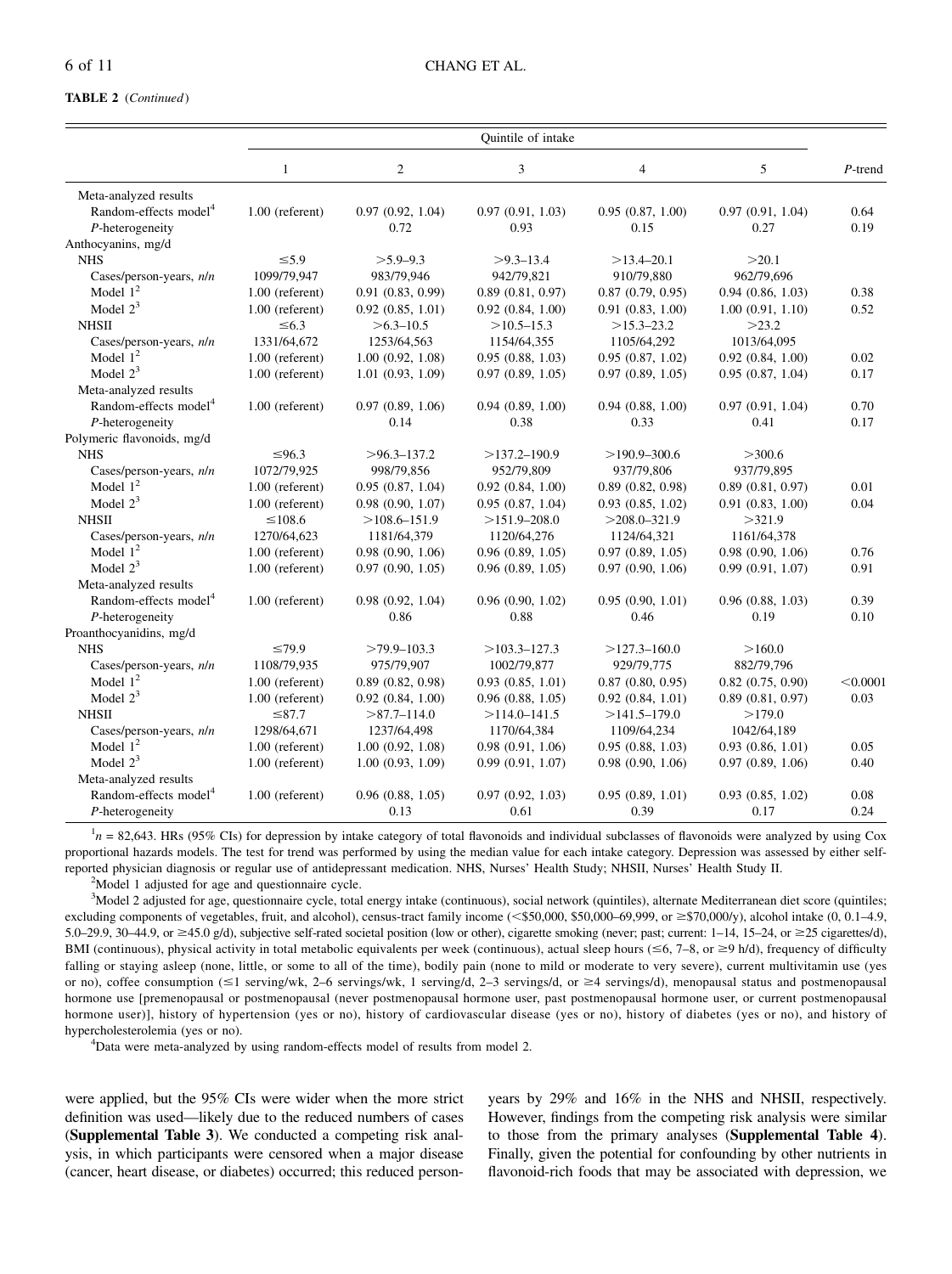**TABLE 2** (*Continued*)

| | Quintile of intake | | | | | |
|---|---|---|---|---|---|---|
| | 1 | 2 | 3 | 4 | 5 | *P*-trend |
| Meta-analyzed results | | | | | | |
| Random-effects model[4] | 1.00 (referent) | 0.97 (0.92, 1.04) | 0.97 (0.91, 1.03) | 0.95 (0.87, 1.00) | 0.97 (0.91, 1.04) | 0.64 |
| *P*-heterogeneity | | 0.72 | 0.93 | 0.15 | 0.27 | 0.19 |
| Anthocyanins, mg/d | | | | | | |
| NHS | ≤5.9 | >5.9–9.3 | >9.3–13.4 | >13.4–20.1 | >20.1 | |
| Cases/person-years, *n*/*n* | 1099/79,947 | 983/79,946 | 942/79,821 | 910/79,880 | 962/79,696 | |
| Model 1[2] | 1.00 (referent) | 0.91 (0.83, 0.99) | 0.89 (0.81, 0.97) | 0.87 (0.79, 0.95) | 0.94 (0.86, 1.03) | 0.38 |
| Model 2[3] | 1.00 (referent) | 0.92 (0.85, 1.01) | 0.92 (0.84, 1.00) | 0.91 (0.83, 1.00) | 1.00 (0.91, 1.10) | 0.52 |
| NHSII | ≤6.3 | >6.3–10.5 | >10.5–15.3 | >15.3–23.2 | >23.2 | |
| Cases/person-years, *n*/*n* | 1331/64,672 | 1253/64,563 | 1154/64,355 | 1105/64,292 | 1013/64,095 | |
| Model 1[2] | 1.00 (referent) | 1.00 (0.92, 1.08) | 0.95 (0.88, 1.03) | 0.95 (0.87, 1.02) | 0.92 (0.84, 1.00) | 0.02 |
| Model 2[3] | 1.00 (referent) | 1.01 (0.93, 1.09) | 0.97 (0.89, 1.05) | 0.97 (0.89, 1.05) | 0.95 (0.87, 1.04) | 0.17 |
| Meta-analyzed results | | | | | | |
| Random-effects model[4] | 1.00 (referent) | 0.97 (0.89, 1.06) | 0.94 (0.89, 1.00) | 0.94 (0.88, 1.00) | 0.97 (0.91, 1.04) | 0.70 |
| *P*-heterogeneity | | 0.14 | 0.38 | 0.33 | 0.41 | 0.17 |
| Polymeric flavonoids, mg/d | | | | | | |
| NHS | ≤96.3 | >96.3–137.2 | >137.2–190.9 | >190.9–300.6 | >300.6 | |
| Cases/person-years, *n*/*n* | 1072/79,925 | 998/79,856 | 952/79,809 | 937/79,806 | 937/79,895 | |
| Model 1[2] | 1.00 (referent) | 0.95 (0.87, 1.04) | 0.92 (0.84, 1.00) | 0.89 (0.82, 0.98) | 0.89 (0.81, 0.97) | 0.01 |
| Model 2[3] | 1.00 (referent) | 0.98 (0.90, 1.07) | 0.95 (0.87, 1.04) | 0.93 (0.85, 1.02) | 0.91 (0.83, 1.00) | 0.04 |
| NHSII | ≤108.6 | >108.6–151.9 | >151.9–208.0 | >208.0–321.9 | >321.9 | |
| Cases/person-years, *n*/*n* | 1270/64,623 | 1181/64,379 | 1120/64,276 | 1124/64,321 | 1161/64,378 | |
| Model 1[2] | 1.00 (referent) | 0.98 (0.90, 1.06) | 0.96 (0.89, 1.05) | 0.97 (0.89, 1.05) | 0.98 (0.90, 1.06) | 0.76 |
| Model 2[3] | 1.00 (referent) | 0.97 (0.90, 1.05) | 0.96 (0.89, 1.05) | 0.97 (0.90, 1.06) | 0.99 (0.91, 1.07) | 0.91 |
| Meta-analyzed results | | | | | | |
| Random-effects model[4] | 1.00 (referent) | 0.98 (0.92, 1.04) | 0.96 (0.90, 1.02) | 0.95 (0.90, 1.01) | 0.96 (0.88, 1.03) | 0.39 |
| *P*-heterogeneity | | 0.86 | 0.88 | 0.46 | 0.19 | 0.10 |
| Proanthocyanidins, mg/d | | | | | | |
| NHS | ≤79.9 | >79.9–103.3 | >103.3–127.3 | >127.3–160.0 | >160.0 | |
| Cases/person-years, *n*/*n* | 1108/79,935 | 975/79,907 | 1002/79,877 | 929/79,775 | 882/79,796 | |
| Model 1[2] | 1.00 (referent) | 0.89 (0.82, 0.98) | 0.93 (0.85, 1.01) | 0.87 (0.80, 0.95) | 0.82 (0.75, 0.90) | <0.0001 |
| Model 2[3] | 1.00 (referent) | 0.92 (0.84, 1.00) | 0.96 (0.88, 1.05) | 0.92 (0.84, 1.01) | 0.89 (0.81, 0.97) | 0.03 |
| NHSII | ≤87.7 | >87.7–114.0 | >114.0–141.5 | >141.5–179.0 | >179.0 | |
| Cases/person-years, *n*/*n* | 1298/64,671 | 1237/64,498 | 1170/64,384 | 1109/64,234 | 1042/64,189 | |
| Model 1[2] | 1.00 (referent) | 1.00 (0.92, 1.08) | 0.98 (0.91, 1.06) | 0.95 (0.88, 1.03) | 0.93 (0.86, 1.01) | 0.05 |
| Model 2[3] | 1.00 (referent) | 1.00 (0.93, 1.09) | 0.99 (0.91, 1.07) | 0.98 (0.90, 1.06) | 0.97 (0.89, 1.06) | 0.40 |
| Meta-analyzed results | | | | | | |
| Random-effects model[4] | 1.00 (referent) | 0.96 (0.88, 1.05) | 0.97 (0.92, 1.03) | 0.95 (0.89, 1.01) | 0.93 (0.85, 1.02) | 0.08 |
| *P*-heterogeneity | | 0.13 | 0.61 | 0.39 | 0.17 | 0.24 |

[1]*n* = 82,643. HRs (95% CIs) for depression by intake category of total flavonoids and individual subclasses of flavonoids were analyzed by using Cox proportional hazards models. The test for trend was performed by using the median value for each intake category. Depression was assessed by either self-reported physician diagnosis or regular use of antidepressant medication. NHS, Nurses' Health Study; NHSII, Nurses' Health Study II.

[2]Model 1 adjusted for age and questionnaire cycle.

[3]Model 2 adjusted for age, questionnaire cycle, total energy intake (continuous), social network (quintiles), alternate Mediterranean diet score (quintiles; excluding components of vegetables, fruit, and alcohol), census-tract family income (<\$50,000, \$50,000–69,999, or ≥\$70,000/y), alcohol intake (0, 0.1–4.9, 5.0–29.9, 30–44.9, or ≥45.0 g/d), subjective self-rated societal position (low or other), cigarette smoking (never; past; current: 1–14, 15–24, or ≥25 cigarettes/d), BMI (continuous), physical activity in total metabolic equivalents per week (continuous), actual sleep hours (≤6, 7–8, or ≥9 h/d), frequency of difficulty falling or staying asleep (none, little, or some to all of the time), bodily pain (none to mild or moderate to very severe), current multivitamin use (yes or no), coffee consumption (≤1 serving/wk, 2–6 servings/wk, 1 serving/d, 2–3 servings/d, or ≥4 servings/d), menopausal status and postmenopausal hormone use [premenopausal or postmenopausal (never postmenopausal hormone user, past postmenopausal hormone user, or current postmenopausal hormone user)], history of hypertension (yes or no), history of cardiovascular disease (yes or no), history of diabetes (yes or no), and history of hypercholesterolemia (yes or no).

[4]Data were meta-analyzed by using random-effects model of results from model 2.

were applied, but the 95% CIs were wider when the more strict definition was used—likely due to the reduced numbers of cases (**Supplemental Table 3**). We conducted a competing risk analysis, in which participants were censored when a major disease (cancer, heart disease, or diabetes) occurred; this reduced person-years by 29% and 16% in the NHS and NHSII, respectively. However, findings from the competing risk analysis were similar to those from the primary analyses (**Supplemental Table 4**). Finally, given the potential for confounding by other nutrients in flavonoid-rich foods that may be associated with depression, we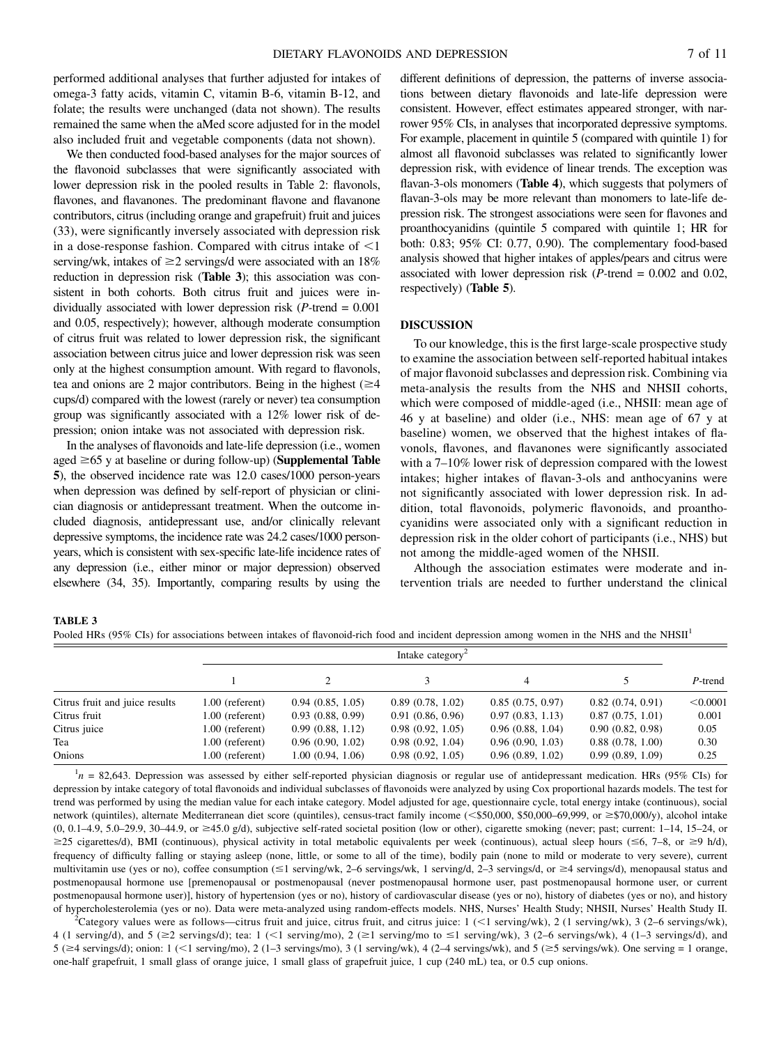performed additional analyses that further adjusted for intakes of omega-3 fatty acids, vitamin C, vitamin B-6, vitamin B-12, and folate; the results were unchanged (data not shown). The results remained the same when the aMed score adjusted for in the model also included fruit and vegetable components (data not shown).

We then conducted food-based analyses for the major sources of the flavonoid subclasses that were significantly associated with lower depression risk in the pooled results in Table 2: flavonols, flavones, and flavanones. The predominant flavone and flavanone contributors, citrus (including orange and grapefruit) fruit and juices (33), were significantly inversely associated with depression risk in a dose-response fashion. Compared with citrus intake of <1 serving/wk, intakes of ≥2 servings/d were associated with an 18% reduction in depression risk (**Table 3**); this association was consistent in both cohorts. Both citrus fruit and juices were individually associated with lower depression risk (*P*-trend = 0.001 and 0.05, respectively); however, although moderate consumption of citrus fruit was related to lower depression risk, the significant association between citrus juice and lower depression risk was seen only at the highest consumption amount. With regard to flavonols, tea and onions are 2 major contributors. Being in the highest (≥4 cups/d) compared with the lowest (rarely or never) tea consumption group was significantly associated with a 12% lower risk of depression; onion intake was not associated with depression risk.

In the analyses of flavonoids and late-life depression (i.e., women aged ≥65 y at baseline or during follow-up) (**Supplemental Table 5**), the observed incidence rate was 12.0 cases/1000 person-years when depression was defined by self-report of physician or clinician diagnosis or antidepressant treatment. When the outcome included diagnosis, antidepressant use, and/or clinically relevant depressive symptoms, the incidence rate was 24.2 cases/1000 person-years, which is consistent with sex-specific late-life incidence rates of any depression (i.e., either minor or major depression) observed elsewhere (34, 35). Importantly, comparing results by using the different definitions of depression, the patterns of inverse associations between dietary flavonoids and late-life depression were consistent. However, effect estimates appeared stronger, with narrower 95% CIs, in analyses that incorporated depressive symptoms. For example, placement in quintile 5 (compared with quintile 1) for almost all flavonoid subclasses was related to significantly lower depression risk, with evidence of linear trends. The exception was flavan-3-ols monomers (**Table 4**), which suggests that polymers of flavan-3-ols may be more relevant than monomers to late-life depression risk. The strongest associations were seen for flavones and proanthocyanidins (quintile 5 compared with quintile 1; HR for both: 0.83; 95% CI: 0.77, 0.90). The complementary food-based analysis showed that higher intakes of apples/pears and citrus were associated with lower depression risk (*P*-trend = 0.002 and 0.02, respectively) (**Table 5**).

## DISCUSSION

To our knowledge, this is the first large-scale prospective study to examine the association between self-reported habitual intakes of major flavonoid subclasses and depression risk. Combining via meta-analysis the results from the NHS and NHSII cohorts, which were composed of middle-aged (i.e., NHSII: mean age of 46 y at baseline) and older (i.e., NHS: mean age of 67 y at baseline) women, we observed that the highest intakes of flavonols, flavones, and flavanones were significantly associated with a 7–10% lower risk of depression compared with the lowest intakes; higher intakes of flavan-3-ols and anthocyanins were not significantly associated with lower depression risk. In addition, total flavonoids, polymeric flavonoids, and proanthocyanidins were associated only with a significant reduction in depression risk in the older cohort of participants (i.e., NHS) but not among the middle-aged women of the NHSII.

Although the association estimates were moderate and intervention trials are needed to further understand the clinical

**TABLE 3**
Pooled HRs (95% CIs) for associations between intakes of flavonoid-rich food and incident depression among women in the NHS and the NHSII[1]

| | Intake category[2] | | | | | |
|---|---|---|---|---|---|---|
| | 1 | 2 | 3 | 4 | 5 | *P*-trend |
| Citrus fruit and juice results | 1.00 (referent) | 0.94 (0.85, 1.05) | 0.89 (0.78, 1.02) | 0.85 (0.75, 0.97) | 0.82 (0.74, 0.91) | <0.0001 |
| Citrus fruit | 1.00 (referent) | 0.93 (0.88, 0.99) | 0.91 (0.86, 0.96) | 0.97 (0.83, 1.13) | 0.87 (0.75, 1.01) | 0.001 |
| Citrus juice | 1.00 (referent) | 0.99 (0.88, 1.12) | 0.98 (0.92, 1.05) | 0.96 (0.88, 1.04) | 0.90 (0.82, 0.98) | 0.05 |
| Tea | 1.00 (referent) | 0.96 (0.90, 1.02) | 0.98 (0.92, 1.04) | 0.96 (0.90, 1.03) | 0.88 (0.78, 1.00) | 0.30 |
| Onions | 1.00 (referent) | 1.00 (0.94, 1.06) | 0.98 (0.92, 1.05) | 0.96 (0.89, 1.02) | 0.99 (0.89, 1.09) | 0.25 |

[1] *n* = 82,643. Depression was assessed by either self-reported physician diagnosis or regular use of antidepressant medication. HRs (95% CIs) for depression by intake category of total flavonoids and individual subclasses of flavonoids were analyzed by using Cox proportional hazards models. The test for trend was performed by using the median value for each intake category. Model adjusted for age, questionnaire cycle, total energy intake (continuous), social network (quintiles), alternate Mediterranean diet score (quintiles), census-tract family income (<\$50,000, \$50,000–69,999, or ≥\$70,000/y), alcohol intake (0, 0.1–4.9, 5.0–29.9, 30–44.9, or ≥45.0 g/d), subjective self-rated societal position (low or other), cigarette smoking (never; past; current: 1–14, 15–24, or ≥25 cigarettes/d), BMI (continuous), physical activity in total metabolic equivalents per week (continuous), actual sleep hours (≤6, 7–8, or ≥9 h/d), frequency of difficulty falling or staying asleep (none, little, or some to all of the time), bodily pain (none to mild or moderate to very severe), current multivitamin use (yes or no), coffee consumption (≤1 serving/wk, 2–6 servings/wk, 1 serving/d, 2–3 servings/d, or ≥4 servings/d), menopausal status and postmenopausal hormone use [premenopausal or postmenopausal (never postmenopausal hormone user, past postmenopausal hormone user, or current postmenopausal hormone user)], history of hypertension (yes or no), history of cardiovascular disease (yes or no), history of diabetes (yes or no), and history of hypercholesterolemia (yes or no). Data were meta-analyzed using random-effects models. NHS, Nurses' Health Study; NHSII, Nurses' Health Study II.

[2] Category values were as follows—citrus fruit and juice, citrus fruit, and citrus juice: 1 (<1 serving/wk), 2 (1 serving/wk), 3 (2–6 servings/wk), 4 (1 serving/d), and 5 (≥2 servings/d); tea: 1 (<1 serving/mo), 2 (≥1 serving/mo to ≤1 serving/wk), 3 (2–6 servings/wk), 4 (1–3 servings/d), and 5 (≥4 servings/d); onion: 1 (<1 serving/mo), 2 (1–3 servings/mo), 3 (1 serving/wk), 4 (2–4 servings/wk), and 5 (≥5 servings/wk). One serving = 1 orange, one-half grapefruit, 1 small glass of orange juice, 1 small glass of grapefruit juice, 1 cup (240 mL) tea, or 0.5 cup onions.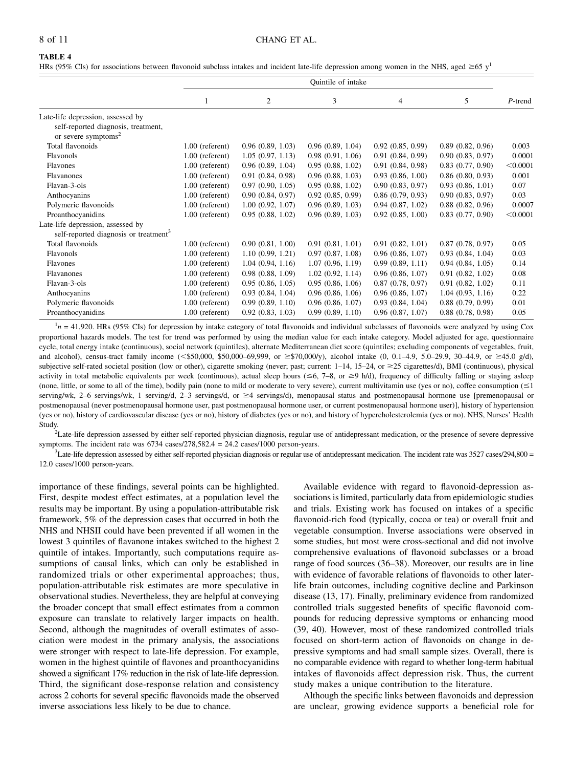**TABLE 4**

HRs (95% CIs) for associations between flavonoid subclass intakes and incident late-life depression among women in the NHS, aged ≥65 y[1]

| | Quintile of intake | | | | | |
|---|---|---|---|---|---|---|
| | 1 | 2 | 3 | 4 | 5 | *P*-trend |
| Late-life depression, assessed by self-reported diagnosis, treatment, or severe symptoms[2] | | | | | | |
| Total flavonoids | 1.00 (referent) | 0.96 (0.89, 1.03) | 0.96 (0.89, 1.04) | 0.92 (0.85, 0.99) | 0.89 (0.82, 0.96) | 0.003 |
| Flavonols | 1.00 (referent) | 1.05 (0.97, 1.13) | 0.98 (0.91, 1.06) | 0.91 (0.84, 0.99) | 0.90 (0.83, 0.97) | 0.0001 |
| Flavones | 1.00 (referent) | 0.96 (0.89, 1.04) | 0.95 (0.88, 1.02) | 0.91 (0.84, 0.98) | 0.83 (0.77, 0.90) | <0.0001 |
| Flavanones | 1.00 (referent) | 0.91 (0.84, 0.98) | 0.96 (0.88, 1.03) | 0.93 (0.86, 1.00) | 0.86 (0.80, 0.93) | 0.001 |
| Flavan-3-ols | 1.00 (referent) | 0.97 (0.90, 1.05) | 0.95 (0.88, 1.02) | 0.90 (0.83, 0.97) | 0.93 (0.86, 1.01) | 0.07 |
| Anthocyanins | 1.00 (referent) | 0.90 (0.84, 0.97) | 0.92 (0.85, 0.99) | 0.86 (0.79, 0.93) | 0.90 (0.83, 0.97) | 0.03 |
| Polymeric flavonoids | 1.00 (referent) | 1.00 (0.92, 1.07) | 0.96 (0.89, 1.03) | 0.94 (0.87, 1.02) | 0.88 (0.82, 0.96) | 0.0007 |
| Proanthocyanidins | 1.00 (referent) | 0.95 (0.88, 1.02) | 0.96 (0.89, 1.03) | 0.92 (0.85, 1.00) | 0.83 (0.77, 0.90) | <0.0001 |
| Late-life depression, assessed by self-reported diagnosis or treatment[3] | | | | | | |
| Total flavonoids | 1.00 (referent) | 0.90 (0.81, 1.00) | 0.91 (0.81, 1.01) | 0.91 (0.82, 1.01) | 0.87 (0.78, 0.97) | 0.05 |
| Flavonols | 1.00 (referent) | 1.10 (0.99, 1.21) | 0.97 (0.87, 1.08) | 0.96 (0.86, 1.07) | 0.93 (0.84, 1.04) | 0.03 |
| Flavones | 1.00 (referent) | 1.04 (0.94, 1.16) | 1.07 (0.96, 1.19) | 0.99 (0.89, 1.11) | 0.94 (0.84, 1.05) | 0.14 |
| Flavanones | 1.00 (referent) | 0.98 (0.88, 1.09) | 1.02 (0.92, 1.14) | 0.96 (0.86, 1.07) | 0.91 (0.82, 1.02) | 0.08 |
| Flavan-3-ols | 1.00 (referent) | 0.95 (0.86, 1.05) | 0.95 (0.86, 1.06) | 0.87 (0.78, 0.97) | 0.91 (0.82, 1.02) | 0.11 |
| Anthocyanins | 1.00 (referent) | 0.93 (0.84, 1.04) | 0.96 (0.86, 1.06) | 0.96 (0.86, 1.07) | 1.04 (0.93, 1.16) | 0.22 |
| Polymeric flavonoids | 1.00 (referent) | 0.99 (0.89, 1.10) | 0.96 (0.86, 1.07) | 0.93 (0.84, 1.04) | 0.88 (0.79, 0.99) | 0.01 |
| Proanthocyanidins | 1.00 (referent) | 0.92 (0.83, 1.03) | 0.99 (0.89, 1.10) | 0.96 (0.87, 1.07) | 0.88 (0.78, 0.98) | 0.05 |

[1] $n$ = 41,920. HRs (95% CIs) for depression by intake category of total flavonoids and individual subclasses of flavonoids were analyzed by using Cox proportional hazards models. The test for trend was performed by using the median value for each intake category. Model adjusted for age, questionnaire cycle, total energy intake (continuous), social network (quintiles), alternate Mediterranean diet score (quintiles; excluding components of vegetables, fruit, and alcohol), census-tract family income (<\$50,000, \$50,000–69,999, or ≥\$70,000/y), alcohol intake (0, 0.1–4.9, 5.0–29.9, 30–44.9, or ≥45.0 g/d), subjective self-rated societal position (low or other), cigarette smoking (never; past; current: 1–14, 15–24, or ≥25 cigarettes/d), BMI (continuous), physical activity in total metabolic equivalents per week (continuous), actual sleep hours (≤6, 7–8, or ≥9 h/d), frequency of difficulty falling or staying asleep (none, little, or some to all of the time), bodily pain (none to mild or moderate to very severe), current multivitamin use (yes or no), coffee consumption (≤1 serving/wk, 2–6 servings/wk, 1 serving/d, 2–3 servings/d, or ≥4 servings/d), menopausal status and postmenopausal hormone use [premenopausal or postmenopausal (never postmenopausal hormone user, past postmenopausal hormone user, or current postmenopausal hormone user)], history of hypertension (yes or no), history of cardiovascular disease (yes or no), history of diabetes (yes or no), and history of hypercholesterolemia (yes or no). NHS, Nurses' Health Study.

[2] Late-life depression assessed by either self-reported physician diagnosis, regular use of antidepressant medication, or the presence of severe depressive symptoms. The incident rate was 6734 cases/278,582.4 = 24.2 cases/1000 person-years.

[3] Late-life depression assessed by either self-reported physician diagnosis or regular use of antidepressant medication. The incident rate was 3527 cases/294,800 = 12.0 cases/1000 person-years.

importance of these findings, several points can be highlighted. First, despite modest effect estimates, at a population level the results may be important. By using a population-attributable risk framework, 5% of the depression cases that occurred in both the NHS and NHSII could have been prevented if all women in the lowest 3 quintiles of flavanone intakes switched to the highest 2 quintile of intakes. Importantly, such computations require assumptions of causal links, which can only be established in randomized trials or other experimental approaches; thus, population-attributable risk estimates are more speculative in observational studies. Nevertheless, they are helpful at conveying the broader concept that small effect estimates from a common exposure can translate to relatively larger impacts on health. Second, although the magnitudes of overall estimates of association were modest in the primary analysis, the associations were stronger with respect to late-life depression. For example, women in the highest quintile of flavones and proanthocyanidins showed a significant 17% reduction in the risk of late-life depression. Third, the significant dose-response relation and consistency across 2 cohorts for several specific flavonoids made the observed inverse associations less likely to be due to chance.

Available evidence with regard to flavonoid-depression associations is limited, particularly data from epidemiologic studies and trials. Existing work has focused on intakes of a specific flavonoid-rich food (typically, cocoa or tea) or overall fruit and vegetable consumption. Inverse associations were observed in some studies, but most were cross-sectional and did not involve comprehensive evaluations of flavonoid subclasses or a broad range of food sources (36–38). Moreover, our results are in line with evidence of favorable relations of flavonoids to other later-life brain outcomes, including cognitive decline and Parkinson disease (13, 17). Finally, preliminary evidence from randomized controlled trials suggested benefits of specific flavonoid compounds for reducing depressive symptoms or enhancing mood (39, 40). However, most of these randomized controlled trials focused on short-term action of flavonoids on change in depressive symptoms and had small sample sizes. Overall, there is no comparable evidence with regard to whether long-term habitual intakes of flavonoids affect depression risk. Thus, the current study makes a unique contribution to the literature.

Although the specific links between flavonoids and depression are unclear, growing evidence supports a beneficial role for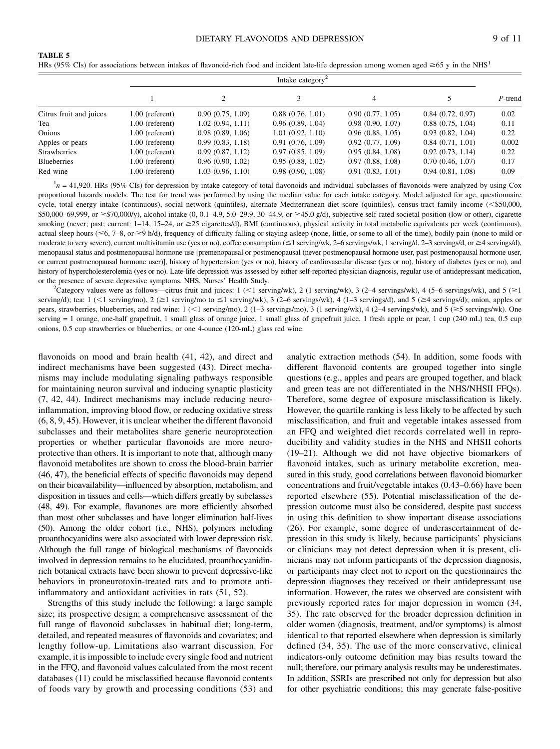**TABLE 5**

HRs (95% CIs) for associations between intakes of flavonoid-rich food and incident late-life depression among women aged ≥65 y in the NHS[1]

| | Intake category[2] | | | | | |
|---|---|---|---|---|---|---|
| | 1 | 2 | 3 | 4 | 5 | *P*-trend |
| Citrus fruit and juices | 1.00 (referent) | 0.90 (0.75, 1.09) | 0.88 (0.76, 1.01) | 0.90 (0.77, 1.05) | 0.84 (0.72, 0.97) | 0.02 |
| Tea | 1.00 (referent) | 1.02 (0.94, 1.11) | 0.96 (0.89, 1.04) | 0.98 (0.90, 1.07) | 0.88 (0.75, 1.04) | 0.11 |
| Onions | 1.00 (referent) | 0.98 (0.89, 1.06) | 1.01 (0.92, 1.10) | 0.96 (0.88, 1.05) | 0.93 (0.82, 1.04) | 0.22 |
| Apples or pears | 1.00 (referent) | 0.99 (0.83, 1.18) | 0.91 (0.76, 1.09) | 0.92 (0.77, 1.09) | 0.84 (0.71, 1.01) | 0.002 |
| Strawberries | 1.00 (referent) | 0.99 (0.87, 1.12) | 0.97 (0.85, 1.09) | 0.95 (0.84, 1.08) | 0.92 (0.73, 1.14) | 0.22 |
| Blueberries | 1.00 (referent) | 0.96 (0.90, 1.02) | 0.95 (0.88, 1.02) | 0.97 (0.88, 1.08) | 0.70 (0.46, 1.07) | 0.17 |
| Red wine | 1.00 (referent) | 1.03 (0.96, 1.10) | 0.98 (0.90, 1.08) | 0.91 (0.83, 1.01) | 0.94 (0.81, 1.08) | 0.09 |

[1] *n* = 41,920. HRs (95% CIs) for depression by intake category of total flavonoids and individual subclasses of flavonoids were analyzed by using Cox proportional hazards models. The test for trend was performed by using the median value for each intake category. Model adjusted for age, questionnaire cycle, total energy intake (continuous), social network (quintiles), alternate Mediterranean diet score (quintiles), census-tract family income (<\$50,000, \$50,000–69,999, or ≥\$70,000/y), alcohol intake (0, 0.1–4.9, 5.0–29.9, 30–44.9, or ≥45.0 g/d), subjective self-rated societal position (low or other), cigarette smoking (never; past; current: 1–14, 15–24, or ≥25 cigarettes/d), BMI (continuous), physical activity in total metabolic equivalents per week (continuous), actual sleep hours (≤6, 7–8, or ≥9 h/d), frequency of difficulty falling or staying asleep (none, little, or some to all of the time), bodily pain (none to mild or moderate to very severe), current multivitamin use (yes or no), coffee consumption (≤1 serving/wk, 2–6 servings/wk, 1 serving/d, 2–3 servings/d, or ≥4 servings/d), menopausal status and postmenopausal hormone use [premenopausal or postmenopausal (never postmenopausal hormone user, past postmenopausal hormone user, or current postmenopausal hormone user)], history of hypertension (yes or no), history of cardiovascular disease (yes or no), history of diabetes (yes or no), and history of hypercholesterolemia (yes or no). Late-life depression was assessed by either self-reported physician diagnosis, regular use of antidepressant medication, or the presence of severe depressive symptoms. NHS, Nurses' Health Study.

[2] Category values were as follows—citrus fruit and juices: 1 (<1 serving/wk), 2 (1 serving/wk), 3 (2–4 servings/wk), 4 (5–6 servings/wk), and 5 (≥1 serving/d); tea: 1 (<1 serving/mo), 2 (≥1 serving/mo to ≤1 serving/wk), 3 (2–6 servings/wk), 4 (1–3 servings/d), and 5 (≥4 servings/d); onion, apples or pears, strawberries, blueberries, and red wine: 1 (<1 serving/mo), 2 (1–3 servings/mo), 3 (1 serving/wk), 4 (2–4 servings/wk), and 5 (≥5 servings/wk). One serving = 1 orange, one-half grapefruit, 1 small glass of orange juice, 1 small glass of grapefruit juice, 1 fresh apple or pear, 1 cup (240 mL) tea, 0.5 cup onions, 0.5 cup strawberries or blueberries, or one 4-ounce (120-mL) glass red wine.

flavonoids on mood and brain health (41, 42), and direct and indirect mechanisms have been suggested (43). Direct mechanisms may include modulating signaling pathways responsible for maintaining neuron survival and inducing synaptic plasticity (7, 42, 44). Indirect mechanisms may include reducing neuroinflammation, improving blood flow, or reducing oxidative stress (6, 8, 9, 45). However, it is unclear whether the different flavonoid subclasses and their metabolites share generic neuroprotection properties or whether particular flavonoids are more neuroprotective than others. It is important to note that, although many flavonoid metabolites are shown to cross the blood-brain barrier (46, 47), the beneficial effects of specific flavonoids may depend on their bioavailability—influenced by absorption, metabolism, and disposition in tissues and cells—which differs greatly by subclasses (48, 49). For example, flavanones are more efficiently absorbed than most other subclasses and have longer elimination half-lives (50). Among the older cohort (i.e., NHS), polymers including proanthocyanidins were also associated with lower depression risk. Although the full range of biological mechanisms of flavonoids involved in depression remains to be elucidated, proanthocyanidin-rich botanical extracts have been shown to prevent depressive-like behaviors in proneurotoxin-treated rats and to promote anti-inflammatory and antioxidant activities in rats (51, 52).

Strengths of this study include the following: a large sample size; its prospective design; a comprehensive assessment of the full range of flavonoid subclasses in habitual diet; long-term, detailed, and repeated measures of flavonoids and covariates; and lengthy follow-up. Limitations also warrant discussion. For example, it is impossible to include every single food and nutrient in the FFQ, and flavonoid values calculated from the most recent databases (11) could be misclassified because flavonoid contents of foods vary by growth and processing conditions (53) and analytic extraction methods (54). In addition, some foods with different flavonoid contents are grouped together into single questions (e.g., apples and pears are grouped together, and black and green teas are not differentiated in the NHS/NHSII FFQs). Therefore, some degree of exposure misclassification is likely. However, the quartile ranking is less likely to be affected by such misclassification, and fruit and vegetable intakes assessed from an FFQ and weighted diet records correlated well in reproducibility and validity studies in the NHS and NHSII cohorts (19–21). Although we did not have objective biomarkers of flavonoid intakes, such as urinary metabolite excretion, measured in this study, good correlations between flavonoid biomarker concentrations and fruit/vegetable intakes (0.43–0.66) have been reported elsewhere (55). Potential misclassification of the depression outcome must also be considered, despite past success in using this definition to show important disease associations (26). For example, some degree of underascertainment of depression in this study is likely, because participants' physicians or clinicians may not detect depression when it is present, clinicians may not inform participants of the depression diagnosis, or participants may elect not to report on the questionnaires the depression diagnoses they received or their antidepressant use information. However, the rates we observed are consistent with previously reported rates for major depression in women (34, 35). The rate observed for the broader depression definition in older women (diagnosis, treatment, and/or symptoms) is almost identical to that reported elsewhere when depression is similarly defined (34, 35). The use of the more conservative, clinical indicators-only outcome definition may bias results toward the null; therefore, our primary analysis results may be underestimates. In addition, SSRIs are prescribed not only for depression but also for other psychiatric conditions; this may generate false-positive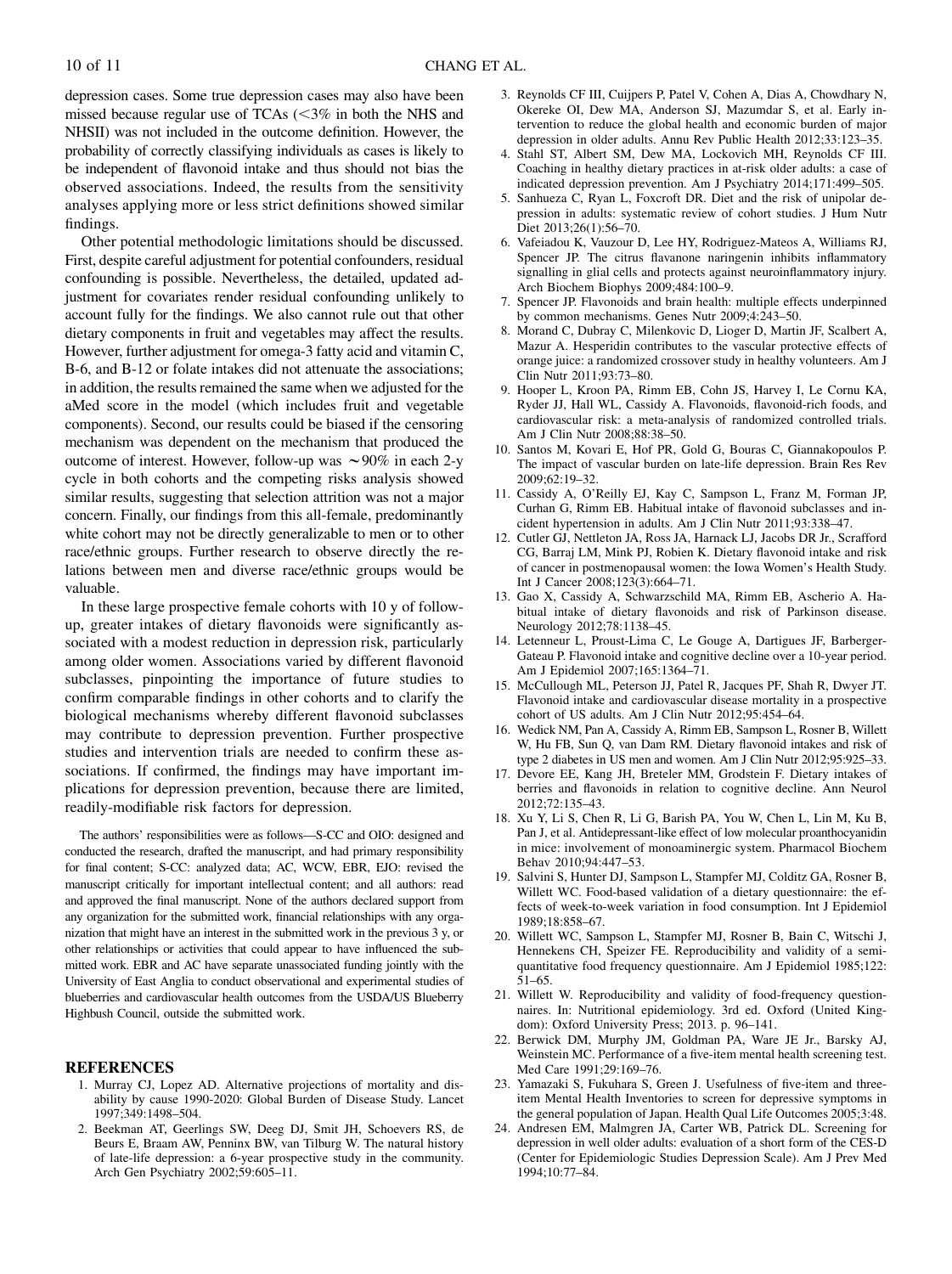depression cases. Some true depression cases may also have been missed because regular use of TCAs (<3% in both the NHS and NHSII) was not included in the outcome definition. However, the probability of correctly classifying individuals as cases is likely to be independent of flavonoid intake and thus should not bias the observed associations. Indeed, the results from the sensitivity analyses applying more or less strict definitions showed similar findings.

Other potential methodologic limitations should be discussed. First, despite careful adjustment for potential confounders, residual confounding is possible. Nevertheless, the detailed, updated adjustment for covariates render residual confounding unlikely to account fully for the findings. We also cannot rule out that other dietary components in fruit and vegetables may affect the results. However, further adjustment for omega-3 fatty acid and vitamin C, B-6, and B-12 or folate intakes did not attenuate the associations; in addition, the results remained the same when we adjusted for the aMed score in the model (which includes fruit and vegetable components). Second, our results could be biased if the censoring mechanism was dependent on the mechanism that produced the outcome of interest. However, follow-up was ∼90% in each 2-y cycle in both cohorts and the competing risks analysis showed similar results, suggesting that selection attrition was not a major concern. Finally, our findings from this all-female, predominantly white cohort may not be directly generalizable to men or to other race/ethnic groups. Further research to observe directly the relations between men and diverse race/ethnic groups would be valuable.

In these large prospective female cohorts with 10 y of follow-up, greater intakes of dietary flavonoids were significantly associated with a modest reduction in depression risk, particularly among older women. Associations varied by different flavonoid subclasses, pinpointing the importance of future studies to confirm comparable findings in other cohorts and to clarify the biological mechanisms whereby different flavonoid subclasses may contribute to depression prevention. Further prospective studies and intervention trials are needed to confirm these associations. If confirmed, the findings may have important implications for depression prevention, because there are limited, readily-modifiable risk factors for depression.

The authors' responsibilities were as follows—S-CC and OIO: designed and conducted the research, drafted the manuscript, and had primary responsibility for final content; S-CC: analyzed data; AC, WCW, EBR, EJO: revised the manuscript critically for important intellectual content; and all authors: read and approved the final manuscript. None of the authors declared support from any organization for the submitted work, financial relationships with any organization that might have an interest in the submitted work in the previous 3 y, or other relationships or activities that could appear to have influenced the submitted work. EBR and AC have separate unassociated funding jointly with the University of East Anglia to conduct observational and experimental studies of blueberries and cardiovascular health outcomes from the USDA/US Blueberry Highbush Council, outside the submitted work.

## REFERENCES

1. Murray CJ, Lopez AD. Alternative projections of mortality and disability by cause 1990-2020: Global Burden of Disease Study. Lancet 1997;349:1498–504.
2. Beekman AT, Geerlings SW, Deeg DJ, Smit JH, Schoevers RS, de Beurs E, Braam AW, Penninx BW, van Tilburg W. The natural history of late-life depression: a 6-year prospective study in the community. Arch Gen Psychiatry 2002;59:605–11.
3. Reynolds CF III, Cuijpers P, Patel V, Cohen A, Dias A, Chowdhary N, Okereke OI, Dew MA, Anderson SJ, Mazumdar S, et al. Early intervention to reduce the global health and economic burden of major depression in older adults. Annu Rev Public Health 2012;33:123–35.
4. Stahl ST, Albert SM, Dew MA, Lockovich MH, Reynolds CF III. Coaching in healthy dietary practices in at-risk older adults: a case of indicated depression prevention. Am J Psychiatry 2014;171:499–505.
5. Sanhueza C, Ryan L, Foxcroft DR. Diet and the risk of unipolar depression in adults: systematic review of cohort studies. J Hum Nutr Diet 2013;26(1):56–70.
6. Vafeiadou K, Vauzour D, Lee HY, Rodriguez-Mateos A, Williams RJ, Spencer JP. The citrus flavanone naringenin inhibits inflammatory signalling in glial cells and protects against neuroinflammatory injury. Arch Biochem Biophys 2009;484:100–9.
7. Spencer JP. Flavonoids and brain health: multiple effects underpinned by common mechanisms. Genes Nutr 2009;4:243–50.
8. Morand C, Dubray C, Milenkovic D, Lioger D, Martin JF, Scalbert A, Mazur A. Hesperidin contributes to the vascular protective effects of orange juice: a randomized crossover study in healthy volunteers. Am J Clin Nutr 2011;93:73–80.
9. Hooper L, Kroon PA, Rimm EB, Cohn JS, Harvey I, Le Cornu KA, Ryder JJ, Hall WL, Cassidy A. Flavonoids, flavonoid-rich foods, and cardiovascular risk: a meta-analysis of randomized controlled trials. Am J Clin Nutr 2008;88:38–50.
10. Santos M, Kovari E, Hof PR, Gold G, Bouras C, Giannakopoulos P. The impact of vascular burden on late-life depression. Brain Res Rev 2009;62:19–32.
11. Cassidy A, O'Reilly EJ, Kay C, Sampson L, Franz M, Forman JP, Curhan G, Rimm EB. Habitual intake of flavonoid subclasses and incident hypertension in adults. Am J Clin Nutr 2011;93:338–47.
12. Cutler GJ, Nettleton JA, Ross JA, Harnack LJ, Jacobs DR Jr., Scrafford CG, Barraj LM, Mink PJ, Robien K. Dietary flavonoid intake and risk of cancer in postmenopausal women: the Iowa Women's Health Study. Int J Cancer 2008;123(3):664–71.
13. Gao X, Cassidy A, Schwarzschild MA, Rimm EB, Ascherio A. Habitual intake of dietary flavonoids and risk of Parkinson disease. Neurology 2012;78:1138–45.
14. Letenneur L, Proust-Lima C, Le Gouge A, Dartigues JF, Barberger-Gateau P. Flavonoid intake and cognitive decline over a 10-year period. Am J Epidemiol 2007;165:1364–71.
15. McCullough ML, Peterson JJ, Patel R, Jacques PF, Shah R, Dwyer JT. Flavonoid intake and cardiovascular disease mortality in a prospective cohort of US adults. Am J Clin Nutr 2012;95:454–64.
16. Wedick NM, Pan A, Cassidy A, Rimm EB, Sampson L, Rosner B, Willett W, Hu FB, Sun Q, van Dam RM. Dietary flavonoid intakes and risk of type 2 diabetes in US men and women. Am J Clin Nutr 2012;95:925–33.
17. Devore EE, Kang JH, Breteler MM, Grodstein F. Dietary intakes of berries and flavonoids in relation to cognitive decline. Ann Neurol 2012;72:135–43.
18. Xu Y, Li S, Chen R, Li G, Barish PA, You W, Chen L, Lin M, Ku B, Pan J, et al. Antidepressant-like effect of low molecular proanthocyanidin in mice: involvement of monoaminergic system. Pharmacol Biochem Behav 2010;94:447–53.
19. Salvini S, Hunter DJ, Sampson L, Stampfer MJ, Colditz GA, Rosner B, Willett WC. Food-based validation of a dietary questionnaire: the effects of week-to-week variation in food consumption. Int J Epidemiol 1989;18:858–67.
20. Willett WC, Sampson L, Stampfer MJ, Rosner B, Bain C, Witschi J, Hennekens CH, Speizer FE. Reproducibility and validity of a semiquantitative food frequency questionnaire. Am J Epidemiol 1985;122:51–65.
21. Willett W. Reproducibility and validity of food-frequency questionnaires. In: Nutritional epidemiology. 3rd ed. Oxford (United Kingdom): Oxford University Press; 2013. p. 96–141.
22. Berwick DM, Murphy JM, Goldman PA, Ware JE Jr., Barsky AJ, Weinstein MC. Performance of a five-item mental health screening test. Med Care 1991;29:169–76.
23. Yamazaki S, Fukuhara S, Green J. Usefulness of five-item and three-item Mental Health Inventories to screen for depressive symptoms in the general population of Japan. Health Qual Life Outcomes 2005;3:48.
24. Andresen EM, Malmgren JA, Carter WB, Patrick DL. Screening for depression in well older adults: evaluation of a short form of the CES-D (Center for Epidemiologic Studies Depression Scale). Am J Prev Med 1994;10:77–84.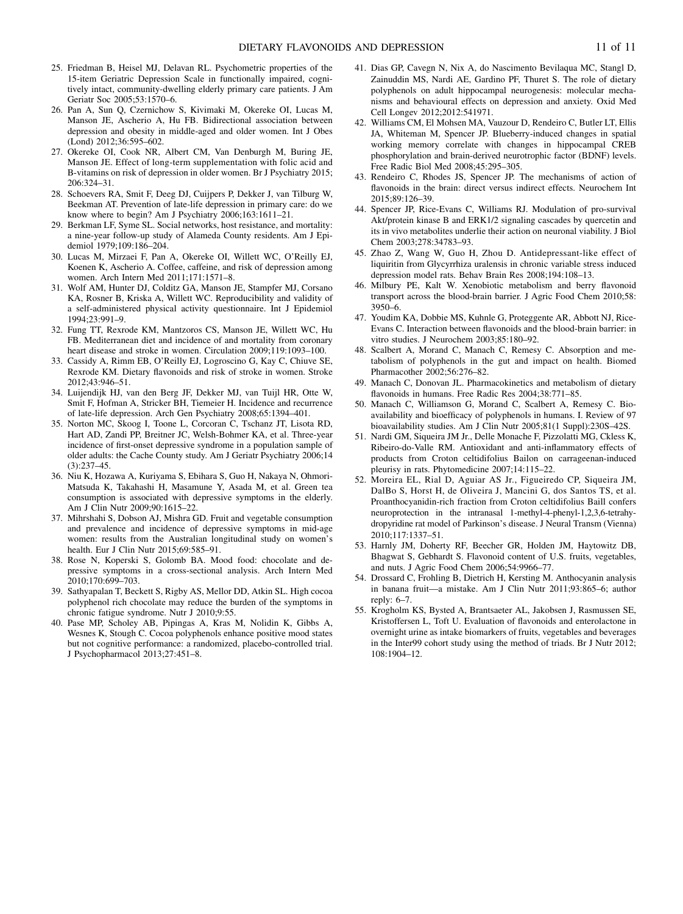25. Friedman B, Heisel MJ, Delavan RL. Psychometric properties of the 15-item Geriatric Depression Scale in functionally impaired, cognitively intact, community-dwelling elderly primary care patients. J Am Geriatr Soc 2005;53:1570–6.
26. Pan A, Sun Q, Czernichow S, Kivimaki M, Okereke OI, Lucas M, Manson JE, Ascherio A, Hu FB. Bidirectional association between depression and obesity in middle-aged and older women. Int J Obes (Lond) 2012;36:595–602.
27. Okereke OI, Cook NR, Albert CM, Van Denburgh M, Buring JE, Manson JE. Effect of long-term supplementation with folic acid and B-vitamins on risk of depression in older women. Br J Psychiatry 2015; 206:324–31.
28. Schoevers RA, Smit F, Deeg DJ, Cuijpers P, Dekker J, van Tilburg W, Beekman AT. Prevention of late-life depression in primary care: do we know where to begin? Am J Psychiatry 2006;163:1611–21.
29. Berkman LF, Syme SL. Social networks, host resistance, and mortality: a nine-year follow-up study of Alameda County residents. Am J Epidemiol 1979;109:186–204.
30. Lucas M, Mirzaei F, Pan A, Okereke OI, Willett WC, O'Reilly EJ, Koenen K, Ascherio A. Coffee, caffeine, and risk of depression among women. Arch Intern Med 2011;171:1571–8.
31. Wolf AM, Hunter DJ, Colditz GA, Manson JE, Stampfer MJ, Corsano KA, Rosner B, Kriska A, Willett WC. Reproducibility and validity of a self-administered physical activity questionnaire. Int J Epidemiol 1994;23:991–9.
32. Fung TT, Rexrode KM, Mantzoros CS, Manson JE, Willett WC, Hu FB. Mediterranean diet and incidence of and mortality from coronary heart disease and stroke in women. Circulation 2009;119:1093–100.
33. Cassidy A, Rimm EB, O'Reilly EJ, Logroscino G, Kay C, Chiuve SE, Rexrode KM. Dietary flavonoids and risk of stroke in women. Stroke 2012;43:946–51.
34. Luijendijk HJ, van den Berg JF, Dekker MJ, van Tuijl HR, Otte W, Smit F, Hofman A, Stricker BH, Tiemeier H. Incidence and recurrence of late-life depression. Arch Gen Psychiatry 2008;65:1394–401.
35. Norton MC, Skoog I, Toone L, Corcoran C, Tschanz JT, Lisota RD, Hart AD, Zandi PP, Breitner JC, Welsh-Bohmer KA, et al. Three-year incidence of first-onset depressive syndrome in a population sample of older adults: the Cache County study. Am J Geriatr Psychiatry 2006;14 (3):237–45.
36. Niu K, Hozawa A, Kuriyama S, Ebihara S, Guo H, Nakaya N, Ohmori-Matsuda K, Takahashi H, Masamune Y, Asada M, et al. Green tea consumption is associated with depressive symptoms in the elderly. Am J Clin Nutr 2009;90:1615–22.
37. Mihrshahi S, Dobson AJ, Mishra GD. Fruit and vegetable consumption and prevalence and incidence of depressive symptoms in mid-age women: results from the Australian longitudinal study on women's health. Eur J Clin Nutr 2015;69:585–91.
38. Rose N, Koperski S, Golomb BA. Mood food: chocolate and depressive symptoms in a cross-sectional analysis. Arch Intern Med 2010;170:699–703.
39. Sathyapalan T, Beckett S, Rigby AS, Mellor DD, Atkin SL. High cocoa polyphenol rich chocolate may reduce the burden of the symptoms in chronic fatigue syndrome. Nutr J 2010;9:55.
40. Pase MP, Scholey AB, Pipingas A, Kras M, Nolidin K, Gibbs A, Wesnes K, Stough C. Cocoa polyphenols enhance positive mood states but not cognitive performance: a randomized, placebo-controlled trial. J Psychopharmacol 2013;27:451–8.
41. Dias GP, Cavegn N, Nix A, do Nascimento Bevilaqua MC, Stangl D, Zainuddin MS, Nardi AE, Gardino PF, Thuret S. The role of dietary polyphenols on adult hippocampal neurogenesis: molecular mechanisms and behavioural effects on depression and anxiety. Oxid Med Cell Longev 2012;2012:541971.
42. Williams CM, El Mohsen MA, Vauzour D, Rendeiro C, Butler LT, Ellis JA, Whiteman M, Spencer JP. Blueberry-induced changes in spatial working memory correlate with changes in hippocampal CREB phosphorylation and brain-derived neurotrophic factor (BDNF) levels. Free Radic Biol Med 2008;45:295–305.
43. Rendeiro C, Rhodes JS, Spencer JP. The mechanisms of action of flavonoids in the brain: direct versus indirect effects. Neurochem Int 2015;89:126–39.
44. Spencer JP, Rice-Evans C, Williams RJ. Modulation of pro-survival Akt/protein kinase B and ERK1/2 signaling cascades by quercetin and its in vivo metabolites underlie their action on neuronal viability. J Biol Chem 2003;278:34783–93.
45. Zhao Z, Wang W, Guo H, Zhou D. Antidepressant-like effect of liquiritin from Glycyrrhiza uralensis in chronic variable stress induced depression model rats. Behav Brain Res 2008;194:108–13.
46. Milbury PE, Kalt W. Xenobiotic metabolism and berry flavonoid transport across the blood-brain barrier. J Agric Food Chem 2010;58: 3950–6.
47. Youdim KA, Dobbie MS, Kuhnle G, Proteggente AR, Abbott NJ, Rice-Evans C. Interaction between flavonoids and the blood-brain barrier: in vitro studies. J Neurochem 2003;85:180–92.
48. Scalbert A, Morand C, Manach C, Remesy C. Absorption and metabolism of polyphenols in the gut and impact on health. Biomed Pharmacother 2002;56:276–82.
49. Manach C, Donovan JL. Pharmacokinetics and metabolism of dietary flavonoids in humans. Free Radic Res 2004;38:771–85.
50. Manach C, Williamson G, Morand C, Scalbert A, Remesy C. Bioavailability and bioefficacy of polyphenols in humans. I. Review of 97 bioavailability studies. Am J Clin Nutr 2005;81(1 Suppl):230S–42S.
51. Nardi GM, Siqueira JM Jr., Delle Monache F, Pizzolatti MG, Ckless K, Ribeiro-do-Valle RM. Antioxidant and anti-inflammatory effects of products from Croton celtidifolius Bailon on carrageenan-induced pleurisy in rats. Phytomedicine 2007;14:115–22.
52. Moreira EL, Rial D, Aguiar AS Jr., Figueiredo CP, Siqueira JM, DalBo S, Horst H, de Oliveira J, Mancini G, dos Santos TS, et al. Proanthocyanidin-rich fraction from Croton celtidifolius Baill confers neuroprotection in the intranasal 1-methyl-4-phenyl-1,2,3,6-tetrahydropyridine rat model of Parkinson's disease. J Neural Transm (Vienna) 2010;117:1337–51.
53. Harnly JM, Doherty RF, Beecher GR, Holden JM, Haytowitz DB, Bhagwat S, Gebhardt S. Flavonoid content of U.S. fruits, vegetables, and nuts. J Agric Food Chem 2006;54:9966–77.
54. Drossard C, Frohling B, Dietrich H, Kersting M. Anthocyanin analysis in banana fruit—a mistake. Am J Clin Nutr 2011;93:865–6; author reply: 6–7.
55. Krogholm KS, Bysted A, Brantsaeter AL, Jakobsen J, Rasmussen SE, Kristoffersen L, Toft U. Evaluation of flavonoids and enterolactone in overnight urine as intake biomarkers of fruits, vegetables and beverages in the Inter99 cohort study using the method of triads. Br J Nutr 2012; 108:1904–12.